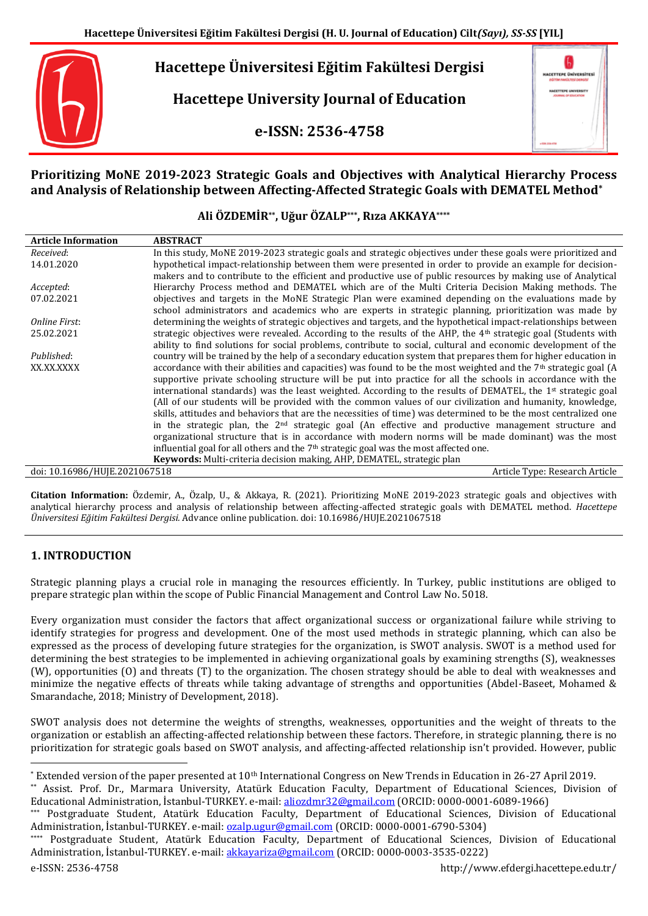Hacettepe Üniversitesi Eğitim Fakültesi Dergisi

Hacettepe University Journal of Education

e-ISSN: 2536-4758

# Prioritizing MoNE 2019-2023 Strategic Goals and Objectives with Analytical Hierarchy Process and Analysis of Relationship between Affecting-Affected Strategic Goals with DEMATEL Method[*]

**Ali ÖZDEMİR[**], Uğur ÖZALP[***], Rıza AKKAYA[****]**

| Article Information | ABSTRACT |
|---|---|
| *Received*: 14.01.2020 *Accepted*: 07.02.2021 *Online First*: 25.02.2021 *Published*: XX.XX.XXXX | In this study, MoNE 2019-2023 strategic goals and strategic objectives under these goals were prioritized and hypothetical impact-relationship between them were presented in order to provide an example for decision-makers and to contribute to the efficient and productive use of public resources by making use of Analytical Hierarchy Process method and DEMATEL which are of the Multi Criteria Decision Making methods. The objectives and targets in the MoNE Strategic Plan were examined depending on the evaluations made by school administrators and academics who are experts in strategic planning, prioritization was made by determining the weights of strategic objectives and targets, and the hypothetical impact-relationships between strategic objectives were revealed. According to the results of the AHP, the 4th strategic goal (Students with ability to find solutions for social problems, contribute to social, cultural and economic development of the country will be trained by the help of a secondary education system that prepares them for higher education in accordance with their abilities and capacities) was found to be the most weighted and the 7th strategic goal (A supportive private schooling structure will be put into practice for all the schools in accordance with the international standards) was the least weighted. According to the results of DEMATEL, the 1st strategic goal (All of our students will be provided with the common values of our civilization and humanity, knowledge, skills, attitudes and behaviors that are the necessities of time) was determined to be the most centralized one in the strategic plan, the 2nd strategic goal (An effective and productive management structure and organizational structure that is in accordance with modern norms will be made dominant) was the most influential goal for all others and the 7th strategic goal was the most affected one. **Keywords:** Multi-criteria decision making, AHP, DEMATEL, strategic plan |
| doi: 10.16986/HUJE.2021067518 | Article Type: Research Article |

**Citation Information:** Özdemir, A., Özalp, U., & Akkaya, R. (2021). Prioritizing MoNE 2019-2023 strategic goals and objectives with analytical hierarchy process and analysis of relationship between affecting-affected strategic goals with DEMATEL method. *Hacettepe Üniversitesi Eğitim Fakültesi Dergisi.* Advance online publication. doi: 10.16986/HUJE.2021067518

## 1. INTRODUCTION

Strategic planning plays a crucial role in managing the resources efficiently. In Turkey, public institutions are obliged to prepare strategic plan within the scope of Public Financial Management and Control Law No. 5018.

Every organization must consider the factors that affect organizational success or organizational failure while striving to identify strategies for progress and development. One of the most used methods in strategic planning, which can also be expressed as the process of developing future strategies for the organization, is SWOT analysis. SWOT is a method used for determining the best strategies to be implemented in achieving organizational goals by examining strengths (S), weaknesses (W), opportunities (O) and threats (T) to the organization. The chosen strategy should be able to deal with weaknesses and minimize the negative effects of threats while taking advantage of strengths and opportunities (Abdel-Baseet, Mohamed & Smarandache, 2018; Ministry of Development, 2018).

SWOT analysis does not determine the weights of strengths, weaknesses, opportunities and the weight of threats to the organization or establish an affecting-affected relationship between these factors. Therefore, in strategic planning, there is no prioritization for strategic goals based on SWOT analysis, and affecting-affected relationship isn't provided. However, public

---

[*] Extended version of the paper presented at 10th International Congress on New Trends in Education in 26-27 April 2019.

[**] Assist. Prof. Dr., Marmara University, Atatürk Education Faculty, Department of Educational Sciences, Division of Educational Administration, İstanbul-TURKEY. e-mail: aliozdmr32@gmail.com (ORCID: 0000-0001-6089-1966)

[***] Postgraduate Student, Atatürk Education Faculty, Department of Educational Sciences, Division of Educational Administration, İstanbul-TURKEY. e-mail: ozalp.ugur@gmail.com (ORCID: 0000-0001-6790-5304)

[****] Postgraduate Student, Atatürk Education Faculty, Department of Educational Sciences, Division of Educational Administration, İstanbul-TURKEY. e-mail: akkayariza@gmail.com (ORCID: 0000-0003-3535-0222)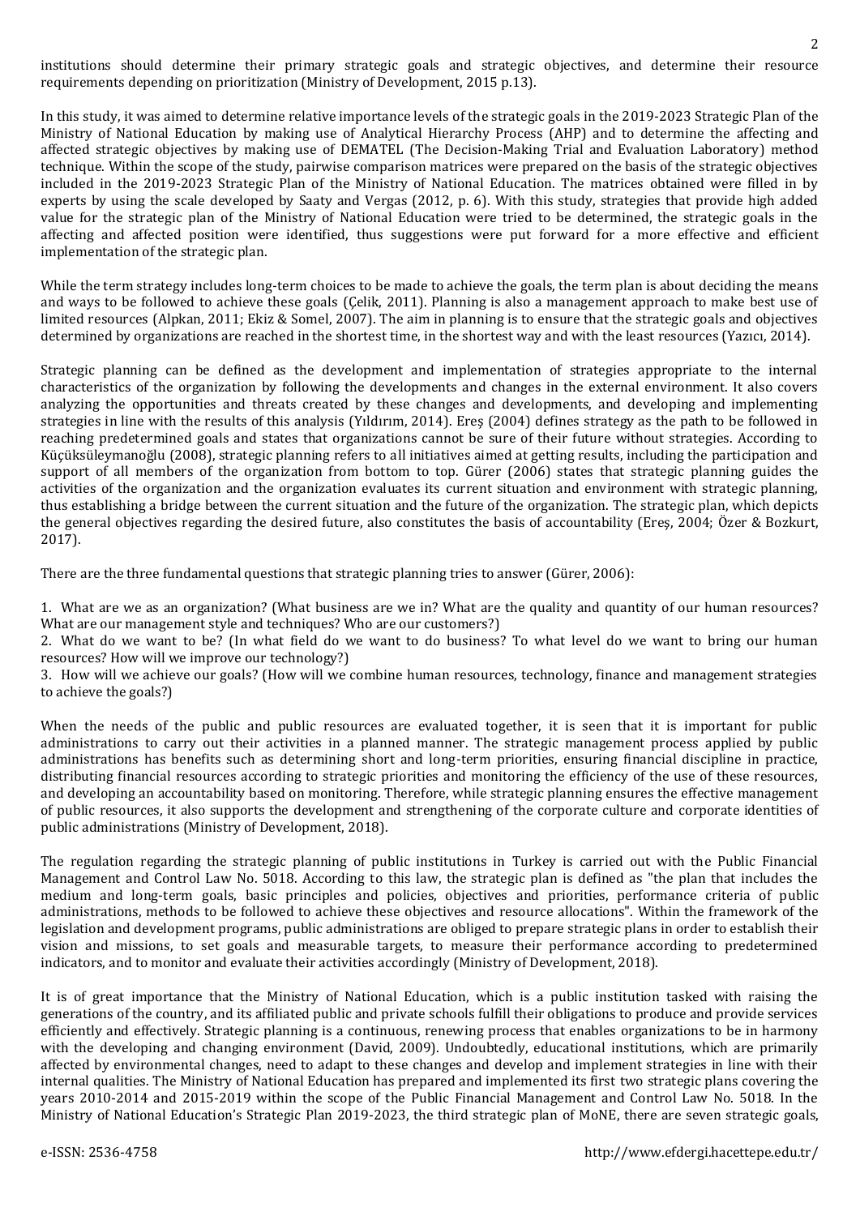institutions should determine their primary strategic goals and strategic objectives, and determine their resource requirements depending on prioritization (Ministry of Development, 2015 p.13).

In this study, it was aimed to determine relative importance levels of the strategic goals in the 2019-2023 Strategic Plan of the Ministry of National Education by making use of Analytical Hierarchy Process (AHP) and to determine the affecting and affected strategic objectives by making use of DEMATEL (The Decision-Making Trial and Evaluation Laboratory) method technique. Within the scope of the study, pairwise comparison matrices were prepared on the basis of the strategic objectives included in the 2019-2023 Strategic Plan of the Ministry of National Education. The matrices obtained were filled in by experts by using the scale developed by Saaty and Vergas (2012, p. 6). With this study, strategies that provide high added value for the strategic plan of the Ministry of National Education were tried to be determined, the strategic goals in the affecting and affected position were identified, thus suggestions were put forward for a more effective and efficient implementation of the strategic plan.

While the term strategy includes long-term choices to be made to achieve the goals, the term plan is about deciding the means and ways to be followed to achieve these goals (Çelik, 2011). Planning is also a management approach to make best use of limited resources (Alpkan, 2011; Ekiz & Somel, 2007). The aim in planning is to ensure that the strategic goals and objectives determined by organizations are reached in the shortest time, in the shortest way and with the least resources (Yazıcı, 2014).

Strategic planning can be defined as the development and implementation of strategies appropriate to the internal characteristics of the organization by following the developments and changes in the external environment. It also covers analyzing the opportunities and threats created by these changes and developments, and developing and implementing strategies in line with the results of this analysis (Yıldırım, 2014). Ereş (2004) defines strategy as the path to be followed in reaching predetermined goals and states that organizations cannot be sure of their future without strategies. According to Küçüksüleymanoğlu (2008), strategic planning refers to all initiatives aimed at getting results, including the participation and support of all members of the organization from bottom to top. Gürer (2006) states that strategic planning guides the activities of the organization and the organization evaluates its current situation and environment with strategic planning, thus establishing a bridge between the current situation and the future of the organization. The strategic plan, which depicts the general objectives regarding the desired future, also constitutes the basis of accountability (Ereş, 2004; Özer & Bozkurt, 2017).

There are the three fundamental questions that strategic planning tries to answer (Gürer, 2006):

1. What are we as an organization? (What business are we in? What are the quality and quantity of our human resources? What are our management style and techniques? Who are our customers?)
2. What do we want to be? (In what field do we want to do business? To what level do we want to bring our human resources? How will we improve our technology?)
3. How will we achieve our goals? (How will we combine human resources, technology, finance and management strategies to achieve the goals?)

When the needs of the public and public resources are evaluated together, it is seen that it is important for public administrations to carry out their activities in a planned manner. The strategic management process applied by public administrations has benefits such as determining short and long-term priorities, ensuring financial discipline in practice, distributing financial resources according to strategic priorities and monitoring the efficiency of the use of these resources, and developing an accountability based on monitoring. Therefore, while strategic planning ensures the effective management of public resources, it also supports the development and strengthening of the corporate culture and corporate identities of public administrations (Ministry of Development, 2018).

The regulation regarding the strategic planning of public institutions in Turkey is carried out with the Public Financial Management and Control Law No. 5018. According to this law, the strategic plan is defined as "the plan that includes the medium and long-term goals, basic principles and policies, objectives and priorities, performance criteria of public administrations, methods to be followed to achieve these objectives and resource allocations". Within the framework of the legislation and development programs, public administrations are obliged to prepare strategic plans in order to establish their vision and missions, to set goals and measurable targets, to measure their performance according to predetermined indicators, and to monitor and evaluate their activities accordingly (Ministry of Development, 2018).

It is of great importance that the Ministry of National Education, which is a public institution tasked with raising the generations of the country, and its affiliated public and private schools fulfill their obligations to produce and provide services efficiently and effectively. Strategic planning is a continuous, renewing process that enables organizations to be in harmony with the developing and changing environment (David, 2009). Undoubtedly, educational institutions, which are primarily affected by environmental changes, need to adapt to these changes and develop and implement strategies in line with their internal qualities. The Ministry of National Education has prepared and implemented its first two strategic plans covering the years 2010-2014 and 2015-2019 within the scope of the Public Financial Management and Control Law No. 5018. In the Ministry of National Education's Strategic Plan 2019-2023, the third strategic plan of MoNE, there are seven strategic goals,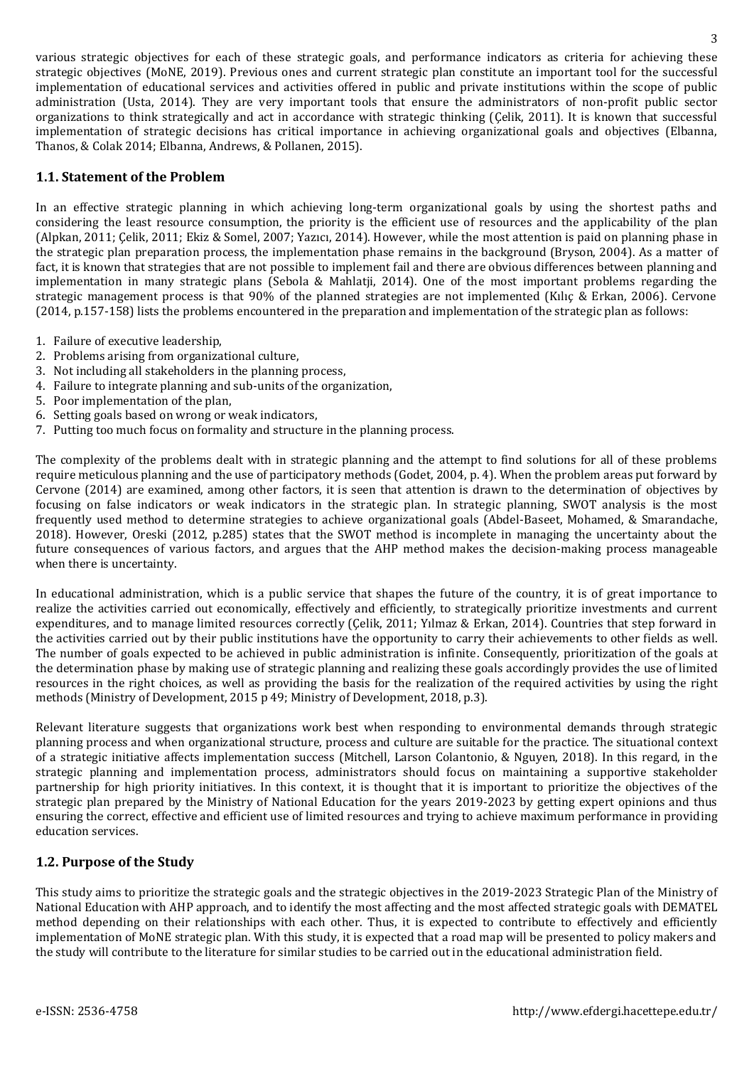various strategic objectives for each of these strategic goals, and performance indicators as criteria for achieving these strategic objectives (MoNE, 2019). Previous ones and current strategic plan constitute an important tool for the successful implementation of educational services and activities offered in public and private institutions within the scope of public administration (Usta, 2014). They are very important tools that ensure the administrators of non-profit public sector organizations to think strategically and act in accordance with strategic thinking (Çelik, 2011). It is known that successful implementation of strategic decisions has critical importance in achieving organizational goals and objectives (Elbanna, Thanos, & Colak 2014; Elbanna, Andrews, & Pollanen, 2015).

## 1.1. Statement of the Problem

In an effective strategic planning in which achieving long-term organizational goals by using the shortest paths and considering the least resource consumption, the priority is the efficient use of resources and the applicability of the plan (Alpkan, 2011; Çelik, 2011; Ekiz & Somel, 2007; Yazıcı, 2014). However, while the most attention is paid on planning phase in the strategic plan preparation process, the implementation phase remains in the background (Bryson, 2004). As a matter of fact, it is known that strategies that are not possible to implement fail and there are obvious differences between planning and implementation in many strategic plans (Sebola & Mahlatji, 2014). One of the most important problems regarding the strategic management process is that 90% of the planned strategies are not implemented (Kılıç & Erkan, 2006). Cervone (2014, p.157-158) lists the problems encountered in the preparation and implementation of the strategic plan as follows:

1. Failure of executive leadership,
2. Problems arising from organizational culture,
3. Not including all stakeholders in the planning process,
4. Failure to integrate planning and sub-units of the organization,
5. Poor implementation of the plan,
6. Setting goals based on wrong or weak indicators,
7. Putting too much focus on formality and structure in the planning process.

The complexity of the problems dealt with in strategic planning and the attempt to find solutions for all of these problems require meticulous planning and the use of participatory methods (Godet, 2004, p. 4). When the problem areas put forward by Cervone (2014) are examined, among other factors, it is seen that attention is drawn to the determination of objectives by focusing on false indicators or weak indicators in the strategic plan. In strategic planning, SWOT analysis is the most frequently used method to determine strategies to achieve organizational goals (Abdel-Baseet, Mohamed, & Smarandache, 2018). However, Oreski (2012, p.285) states that the SWOT method is incomplete in managing the uncertainty about the future consequences of various factors, and argues that the AHP method makes the decision-making process manageable when there is uncertainty.

In educational administration, which is a public service that shapes the future of the country, it is of great importance to realize the activities carried out economically, effectively and efficiently, to strategically prioritize investments and current expenditures, and to manage limited resources correctly (Çelik, 2011; Yılmaz & Erkan, 2014). Countries that step forward in the activities carried out by their public institutions have the opportunity to carry their achievements to other fields as well. The number of goals expected to be achieved in public administration is infinite. Consequently, prioritization of the goals at the determination phase by making use of strategic planning and realizing these goals accordingly provides the use of limited resources in the right choices, as well as providing the basis for the realization of the required activities by using the right methods (Ministry of Development, 2015 p 49; Ministry of Development, 2018, p.3).

Relevant literature suggests that organizations work best when responding to environmental demands through strategic planning process and when organizational structure, process and culture are suitable for the practice. The situational context of a strategic initiative affects implementation success (Mitchell, Larson Colantonio, & Nguyen, 2018). In this regard, in the strategic planning and implementation process, administrators should focus on maintaining a supportive stakeholder partnership for high priority initiatives. In this context, it is thought that it is important to prioritize the objectives of the strategic plan prepared by the Ministry of National Education for the years 2019-2023 by getting expert opinions and thus ensuring the correct, effective and efficient use of limited resources and trying to achieve maximum performance in providing education services.

## 1.2. Purpose of the Study

This study aims to prioritize the strategic goals and the strategic objectives in the 2019-2023 Strategic Plan of the Ministry of National Education with AHP approach, and to identify the most affecting and the most affected strategic goals with DEMATEL method depending on their relationships with each other. Thus, it is expected to contribute to effectively and efficiently implementation of MoNE strategic plan. With this study, it is expected that a road map will be presented to policy makers and the study will contribute to the literature for similar studies to be carried out in the educational administration field.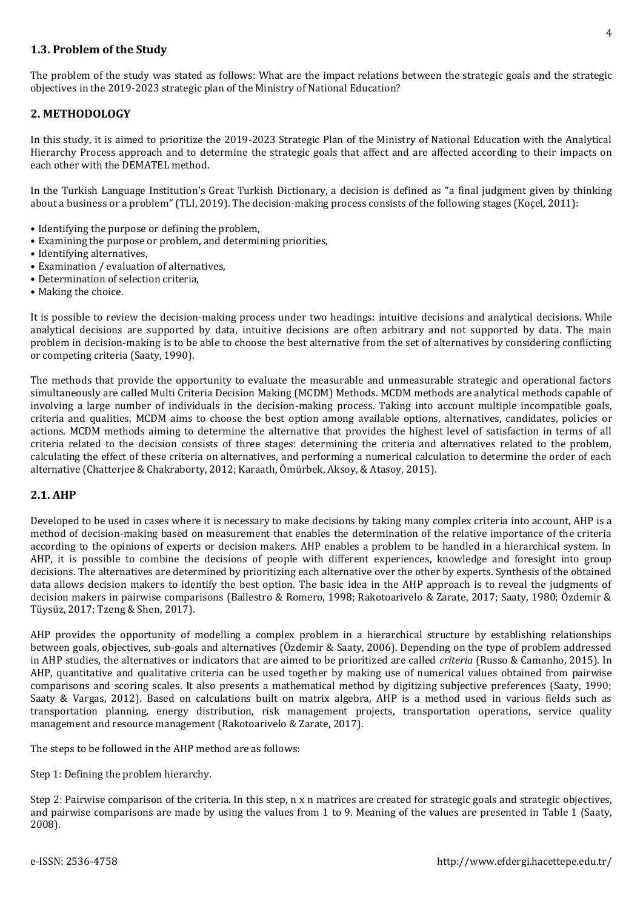### 1.3. Problem of the Study

The problem of the study was stated as follows: What are the impact relations between the strategic goals and the strategic objectives in the 2019-2023 strategic plan of the Ministry of National Education?

## 2. METHODOLOGY

In this study, it is aimed to prioritize the 2019-2023 Strategic Plan of the Ministry of National Education with the Analytical Hierarchy Process approach and to determine the strategic goals that affect and are affected according to their impacts on each other with the DEMATEL method.

In the Turkish Language Institution's Great Turkish Dictionary, a decision is defined as "a final judgment given by thinking about a business or a problem" (TLI, 2019). The decision-making process consists of the following stages (Koçel, 2011):

- Identifying the purpose or defining the problem,
- Examining the purpose or problem, and determining priorities,
- Identifying alternatives,
- Examination / evaluation of alternatives,
- Determination of selection criteria,
- Making the choice.

It is possible to review the decision-making process under two headings: intuitive decisions and analytical decisions. While analytical decisions are supported by data, intuitive decisions are often arbitrary and not supported by data. The main problem in decision-making is to be able to choose the best alternative from the set of alternatives by considering conflicting or competing criteria (Saaty, 1990).

The methods that provide the opportunity to evaluate the measurable and unmeasurable strategic and operational factors simultaneously are called Multi Criteria Decision Making (MCDM) Methods. MCDM methods are analytical methods capable of involving a large number of individuals in the decision-making process. Taking into account multiple incompatible goals, criteria and qualities, MCDM aims to choose the best option among available options, alternatives, candidates, policies or actions. MCDM methods aiming to determine the alternative that provides the highest level of satisfaction in terms of all criteria related to the decision consists of three stages: determining the criteria and alternatives related to the problem, calculating the effect of these criteria on alternatives, and performing a numerical calculation to determine the order of each alternative (Chatterjee & Chakraborty, 2012; Karaatlı, Ömürbek, Aksoy, & Atasoy, 2015).

### 2.1. AHP

Developed to be used in cases where it is necessary to make decisions by taking many complex criteria into account, AHP is a method of decision-making based on measurement that enables the determination of the relative importance of the criteria according to the opinions of experts or decision makers. AHP enables a problem to be handled in a hierarchical system. In AHP, it is possible to combine the decisions of people with different experiences, knowledge and foresight into group decisions. The alternatives are determined by prioritizing each alternative over the other by experts. Synthesis of the obtained data allows decision makers to identify the best option. The basic idea in the AHP approach is to reveal the judgments of decision makers in pairwise comparisons (Ballestro & Romero, 1998; Rakotoarivelo & Zarate, 2017; Saaty, 1980; Özdemir & Tüysüz, 2017; Tzeng & Shen, 2017).

AHP provides the opportunity of modelling a complex problem in a hierarchical structure by establishing relationships between goals, objectives, sub-goals and alternatives (Özdemir & Saaty, 2006). Depending on the type of problem addressed in AHP studies, the alternatives or indicators that are aimed to be prioritized are called *criteria* (Russo & Camanho, 2015). In AHP, quantitative and qualitative criteria can be used together by making use of numerical values obtained from pairwise comparisons and scoring scales. It also presents a mathematical method by digitizing subjective preferences (Saaty, 1990; Saaty & Vargas, 2012). Based on calculations built on matrix algebra, AHP is a method used in various fields such as transportation planning, energy distribution, risk management projects, transportation operations, service quality management and resource management (Rakotoarivelo & Zarate, 2017).

The steps to be followed in the AHP method are as follows:

Step 1: Defining the problem hierarchy.

Step 2: Pairwise comparison of the criteria. In this step, n x n matrices are created for strategic goals and strategic objectives, and pairwise comparisons are made by using the values from 1 to 9. Meaning of the values are presented in Table 1 (Saaty, 2008).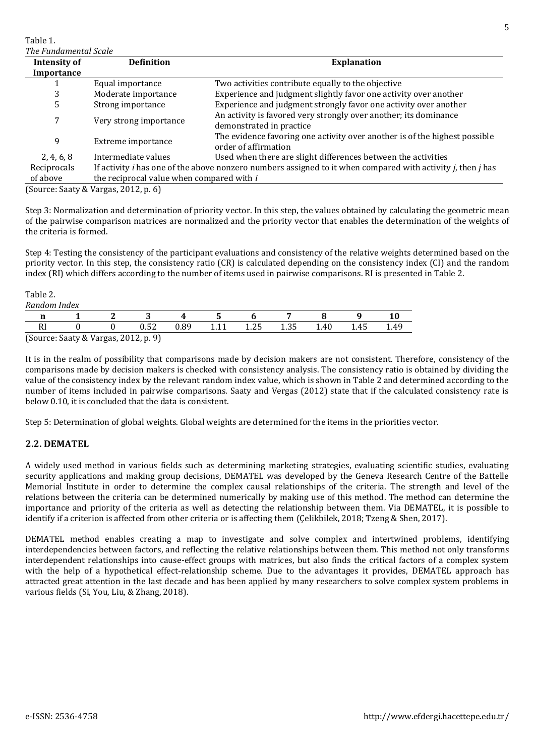Table 1.
*The Fundamental Scale*

| Intensity of Importance | Definition | Explanation |
|---|---|---|
| 1 | Equal importance | Two activities contribute equally to the objective |
| 3 | Moderate importance | Experience and judgment slightly favor one activity over another |
| 5 | Strong importance | Experience and judgment strongly favor one activity over another |
| 7 | Very strong importance | An activity is favored very strongly over another; its dominance demonstrated in practice |
| 9 | Extreme importance | The evidence favoring one activity over another is of the highest possible order of affirmation |
| 2, 4, 6, 8 | Intermediate values | Used when there are slight differences between the activities |
| Reciprocals of above | If activity *i* has one of the above nonzero numbers assigned to it when compared with activity *j*, then *j* has the reciprocal value when compared with *i* | |

(Source: Saaty & Vargas, 2012, p. 6)

Step 3: Normalization and determination of priority vector. In this step, the values obtained by calculating the geometric mean of the pairwise comparison matrices are normalized and the priority vector that enables the determination of the weights of the criteria is formed.

Step 4: Testing the consistency of the participant evaluations and consistency of the relative weights determined based on the priority vector. In this step, the consistency ratio (CR) is calculated depending on the consistency index (CI) and the random index (RI) which differs according to the number of items used in pairwise comparisons. RI is presented in Table 2.

Table 2.
*Random Index*

| n | 1 | 2 | 3 | 4 | 5 | 6 | 7 | 8 | 9 | 10 |
|---|---|---|---|---|---|---|---|---|---|---|
| RI | 0 | 0 | 0.52 | 0.89 | 1.11 | 1.25 | 1.35 | 1.40 | 1.45 | 1.49 |

(Source: Saaty & Vargas, 2012, p. 9)

It is in the realm of possibility that comparisons made by decision makers are not consistent. Therefore, consistency of the comparisons made by decision makers is checked with consistency analysis. The consistency ratio is obtained by dividing the value of the consistency index by the relevant random index value, which is shown in Table 2 and determined according to the number of items included in pairwise comparisons. Saaty and Vergas (2012) state that if the calculated consistency rate is below 0.10, it is concluded that the data is consistent.

Step 5: Determination of global weights. Global weights are determined for the items in the priorities vector.

## 2.2. DEMATEL

A widely used method in various fields such as determining marketing strategies, evaluating scientific studies, evaluating security applications and making group decisions, DEMATEL was developed by the Geneva Research Centre of the Battelle Memorial Institute in order to determine the complex causal relationships of the criteria. The strength and level of the relations between the criteria can be determined numerically by making use of this method. The method can determine the importance and priority of the criteria as well as detecting the relationship between them. Via DEMATEL, it is possible to identify if a criterion is affected from other criteria or is affecting them (Çelikbilek, 2018; Tzeng & Shen, 2017).

DEMATEL method enables creating a map to investigate and solve complex and intertwined problems, identifying interdependencies between factors, and reflecting the relative relationships between them. This method not only transforms interdependent relationships into cause-effect groups with matrices, but also finds the critical factors of a complex system with the help of a hypothetical effect-relationship scheme. Due to the advantages it provides, DEMATEL approach has attracted great attention in the last decade and has been applied by many researchers to solve complex system problems in various fields (Si, You, Liu, & Zhang, 2018).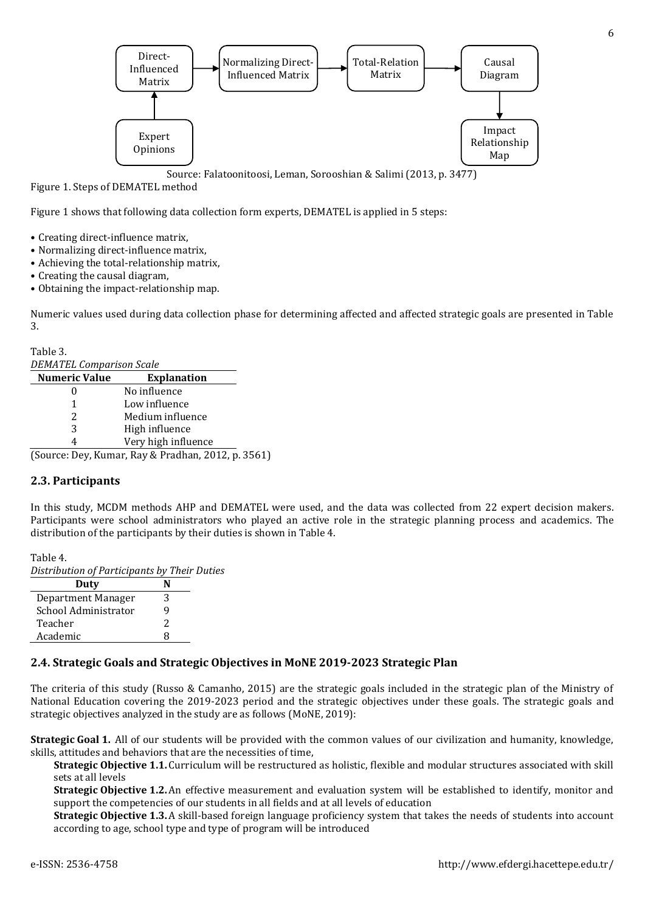Direct-Influenced Matrix → Normalizing Direct-Influenced Matrix → Total-Relation Matrix → Causal Diagram → Impact Relationship Map

Expert Opinions → Direct-Influenced Matrix

Source: Falatoonitoosi, Leman, Sorooshian & Salimi (2013, p. 3477)

Figure 1. Steps of DEMATEL method

Figure 1 shows that following data collection form experts, DEMATEL is applied in 5 steps:

- Creating direct-influence matrix,
- Normalizing direct-influence matrix,
- Achieving the total-relationship matrix,
- Creating the causal diagram,
- Obtaining the impact-relationship map.

Numeric values used during data collection phase for determining affected and affected strategic goals are presented in Table 3.

Table 3.
*DEMATEL Comparison Scale*

| Numeric Value | Explanation |
|---|---|
| 0 | No influence |
| 1 | Low influence |
| 2 | Medium influence |
| 3 | High influence |
| 4 | Very high influence |

(Source: Dey, Kumar, Ray & Pradhan, 2012, p. 3561)

## 2.3. Participants

In this study, MCDM methods AHP and DEMATEL were used, and the data was collected from 22 expert decision makers. Participants were school administrators who played an active role in the strategic planning process and academics. The distribution of the participants by their duties is shown in Table 4.

Table 4.
*Distribution of Participants by Their Duties*

| Duty | N |
|---|---|
| Department Manager | 3 |
| School Administrator | 9 |
| Teacher | 2 |
| Academic | 8 |

## 2.4. Strategic Goals and Strategic Objectives in MoNE 2019-2023 Strategic Plan

The criteria of this study (Russo & Camanho, 2015) are the strategic goals included in the strategic plan of the Ministry of National Education covering the 2019-2023 period and the strategic objectives under these goals. The strategic goals and strategic objectives analyzed in the study are as follows (MoNE, 2019):

**Strategic Goal 1.** All of our students will be provided with the common values of our civilization and humanity, knowledge, skills, attitudes and behaviors that are the necessities of time,

**Strategic Objective 1.1.** Curriculum will be restructured as holistic, flexible and modular structures associated with skill sets at all levels

**Strategic Objective 1.2.** An effective measurement and evaluation system will be established to identify, monitor and support the competencies of our students in all fields and at all levels of education

**Strategic Objective 1.3.** A skill-based foreign language proficiency system that takes the needs of students into account according to age, school type and type of program will be introduced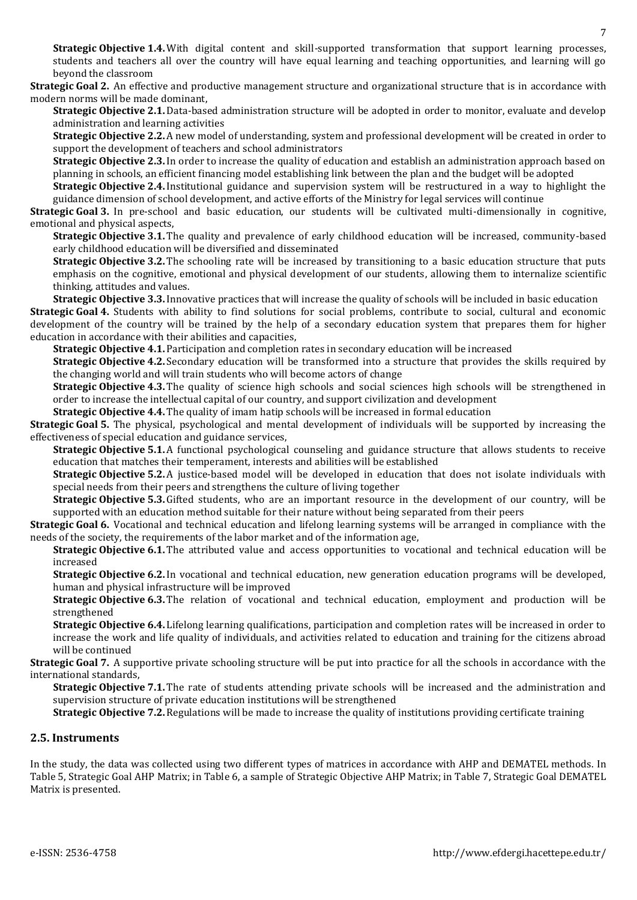**Strategic Objective 1.4.** With digital content and skill-supported transformation that support learning processes, students and teachers all over the country will have equal learning and teaching opportunities, and learning will go beyond the classroom

**Strategic Goal 2.** An effective and productive management structure and organizational structure that is in accordance with modern norms will be made dominant,

**Strategic Objective 2.1.** Data-based administration structure will be adopted in order to monitor, evaluate and develop administration and learning activities

**Strategic Objective 2.2.** A new model of understanding, system and professional development will be created in order to support the development of teachers and school administrators

**Strategic Objective 2.3.** In order to increase the quality of education and establish an administration approach based on planning in schools, an efficient financing model establishing link between the plan and the budget will be adopted

**Strategic Objective 2.4.** Institutional guidance and supervision system will be restructured in a way to highlight the guidance dimension of school development, and active efforts of the Ministry for legal services will continue

**Strategic Goal 3.** In pre-school and basic education, our students will be cultivated multi-dimensionally in cognitive, emotional and physical aspects,

**Strategic Objective 3.1.** The quality and prevalence of early childhood education will be increased, community-based early childhood education will be diversified and disseminated

**Strategic Objective 3.2.** The schooling rate will be increased by transitioning to a basic education structure that puts emphasis on the cognitive, emotional and physical development of our students, allowing them to internalize scientific thinking, attitudes and values.

**Strategic Objective 3.3.** Innovative practices that will increase the quality of schools will be included in basic education

**Strategic Goal 4.** Students with ability to find solutions for social problems, contribute to social, cultural and economic development of the country will be trained by the help of a secondary education system that prepares them for higher education in accordance with their abilities and capacities,

**Strategic Objective 4.1.** Participation and completion rates in secondary education will be increased

**Strategic Objective 4.2.** Secondary education will be transformed into a structure that provides the skills required by the changing world and will train students who will become actors of change

**Strategic Objective 4.3.** The quality of science high schools and social sciences high schools will be strengthened in order to increase the intellectual capital of our country, and support civilization and development

**Strategic Objective 4.4.** The quality of imam hatip schools will be increased in formal education

**Strategic Goal 5.** The physical, psychological and mental development of individuals will be supported by increasing the effectiveness of special education and guidance services,

**Strategic Objective 5.1.** A functional psychological counseling and guidance structure that allows students to receive education that matches their temperament, interests and abilities will be established

**Strategic Objective 5.2.** A justice-based model will be developed in education that does not isolate individuals with special needs from their peers and strengthens the culture of living together

**Strategic Objective 5.3.** Gifted students, who are an important resource in the development of our country, will be supported with an education method suitable for their nature without being separated from their peers

**Strategic Goal 6.** Vocational and technical education and lifelong learning systems will be arranged in compliance with the needs of the society, the requirements of the labor market and of the information age,

**Strategic Objective 6.1.** The attributed value and access opportunities to vocational and technical education will be increased

**Strategic Objective 6.2.** In vocational and technical education, new generation education programs will be developed, human and physical infrastructure will be improved

**Strategic Objective 6.3.** The relation of vocational and technical education, employment and production will be strengthened

**Strategic Objective 6.4.** Lifelong learning qualifications, participation and completion rates will be increased in order to increase the work and life quality of individuals, and activities related to education and training for the citizens abroad will be continued

**Strategic Goal 7.** A supportive private schooling structure will be put into practice for all the schools in accordance with the international standards,

**Strategic Objective 7.1.** The rate of students attending private schools will be increased and the administration and supervision structure of private education institutions will be strengthened

**Strategic Objective 7.2.** Regulations will be made to increase the quality of institutions providing certificate training

## 2.5. Instruments

In the study, the data was collected using two different types of matrices in accordance with AHP and DEMATEL methods. In Table 5, Strategic Goal AHP Matrix; in Table 6, a sample of Strategic Objective AHP Matrix; in Table 7, Strategic Goal DEMATEL Matrix is presented.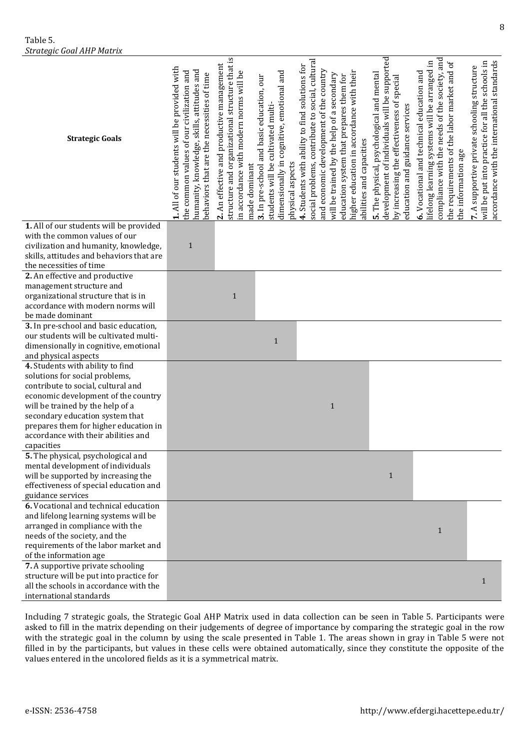Table 5.
*Strategic Goal AHP Matrix*

| Strategic Goals | **1.** All of our students will be provided with the common values of our civilization and humanity, knowledge, skills, attitudes and behaviors that are the necessities of time | **2.** An effective and productive management structure and organizational structure that is in accordance with modern norms will be made dominant | **3.** In pre-school and basic education, our students will be cultivated multi-dimensionally in cognitive, emotional and physical aspects | **4.** Students with ability to find solutions for social problems, contribute to social, cultural and economic development of the country will be trained by the help of a secondary education system that prepares them for higher education in accordance with their abilities and capacities | **5.** The physical, psychological and mental development of individuals will be supported by increasing the effectiveness of special education and guidance services | **6.** Vocational and technical education and lifelong learning systems will be arranged in compliance with the needs of the society, and the requirements of the labor market and of the information age | **7.** A supportive private schooling structure will be put into practice for all the schools in accordance with the international standards |
|---|---|---|---|---|---|---|---|
| **1.** All of our students will be provided with the common values of our civilization and humanity, knowledge, skills, attitudes and behaviors that are the necessities of time | 1 | | | | | | |
| **2.** An effective and productive management structure and organizational structure that is in accordance with modern norms will be made dominant | | 1 | | | | | |
| **3.** In pre-school and basic education, our students will be cultivated multi-dimensionally in cognitive, emotional and physical aspects | | | 1 | | | | |
| **4.** Students with ability to find solutions for social problems, contribute to social, cultural and economic development of the country will be trained by the help of a secondary education system that prepares them for higher education in accordance with their abilities and capacities | | | | 1 | | | |
| **5.** The physical, psychological and mental development of individuals will be supported by increasing the effectiveness of special education and guidance services | | | | | 1 | | |
| **6.** Vocational and technical education and lifelong learning systems will be arranged in compliance with the needs of the society, and the requirements of the labor market and of the information age | | | | | | 1 | |
| **7.** A supportive private schooling structure will be put into practice for all the schools in accordance with the international standards | | | | | | | 1 |

Including 7 strategic goals, the Strategic Goal AHP Matrix used in data collection can be seen in Table 5. Participants were asked to fill in the matrix depending on their judgements of degree of importance by comparing the strategic goal in the row with the strategic goal in the column by using the scale presented in Table 1. The areas shown in gray in Table 5 were not filled in by the participants, but values in these cells were obtained automatically, since they constitute the opposite of the values entered in the uncolored fields as it is a symmetrical matrix.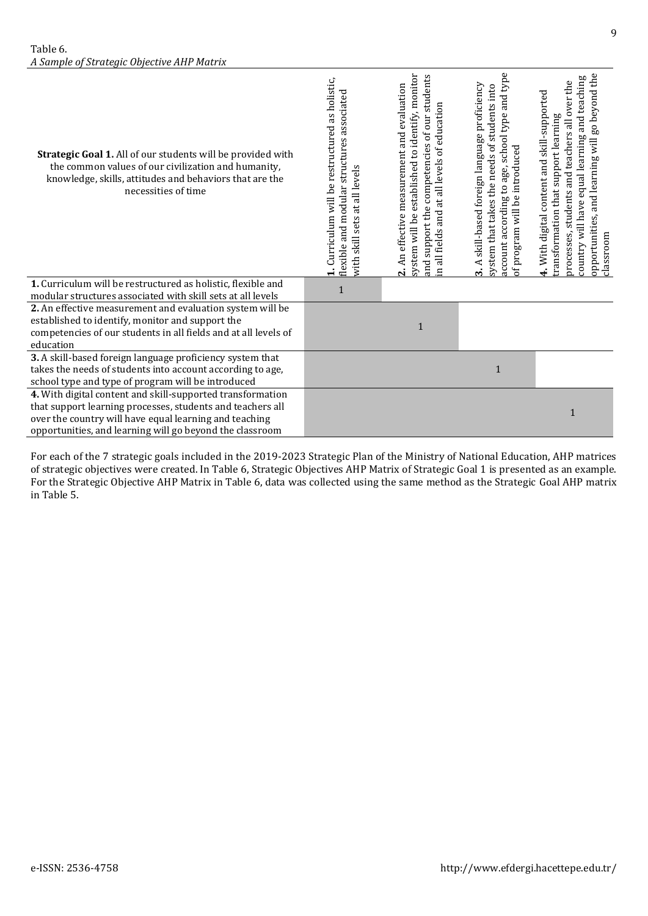Table 6.

*A Sample of Strategic Objective AHP Matrix*

| **Strategic Goal 1.** All of our students will be provided with the common values of our civilization and humanity, knowledge, skills, attitudes and behaviors that are the necessities of time | **1.** Curriculum will be restructured as holistic, flexible and modular structures associated with skill sets at all levels | **2.** An effective measurement and evaluation system will be established to identify, monitor and support the competencies of our students in all fields and at all levels of education | **3.** A skill-based foreign language proficiency system that takes the needs of students into account according to age, school type and type of program will be introduced | **4.** With digital content and skill-supported transformation that support learning processes, students and teachers all over the country will have equal learning and teaching opportunities, and learning will go beyond the classroom |
|---|---|---|---|---|
| **1.** Curriculum will be restructured as holistic, flexible and modular structures associated with skill sets at all levels | 1 | | | |
| **2.** An effective measurement and evaluation system will be established to identify, monitor and support the competencies of our students in all fields and at all levels of education | | 1 | | |
| **3.** A skill-based foreign language proficiency system that takes the needs of students into account according to age, school type and type of program will be introduced | | | 1 | |
| **4.** With digital content and skill-supported transformation that support learning processes, students and teachers all over the country will have equal learning and teaching opportunities, and learning will go beyond the classroom | | | | 1 |

For each of the 7 strategic goals included in the 2019-2023 Strategic Plan of the Ministry of National Education, AHP matrices of strategic objectives were created. In Table 6, Strategic Objectives AHP Matrix of Strategic Goal 1 is presented as an example. For the Strategic Objective AHP Matrix in Table 6, data was collected using the same method as the Strategic Goal AHP matrix in Table 5.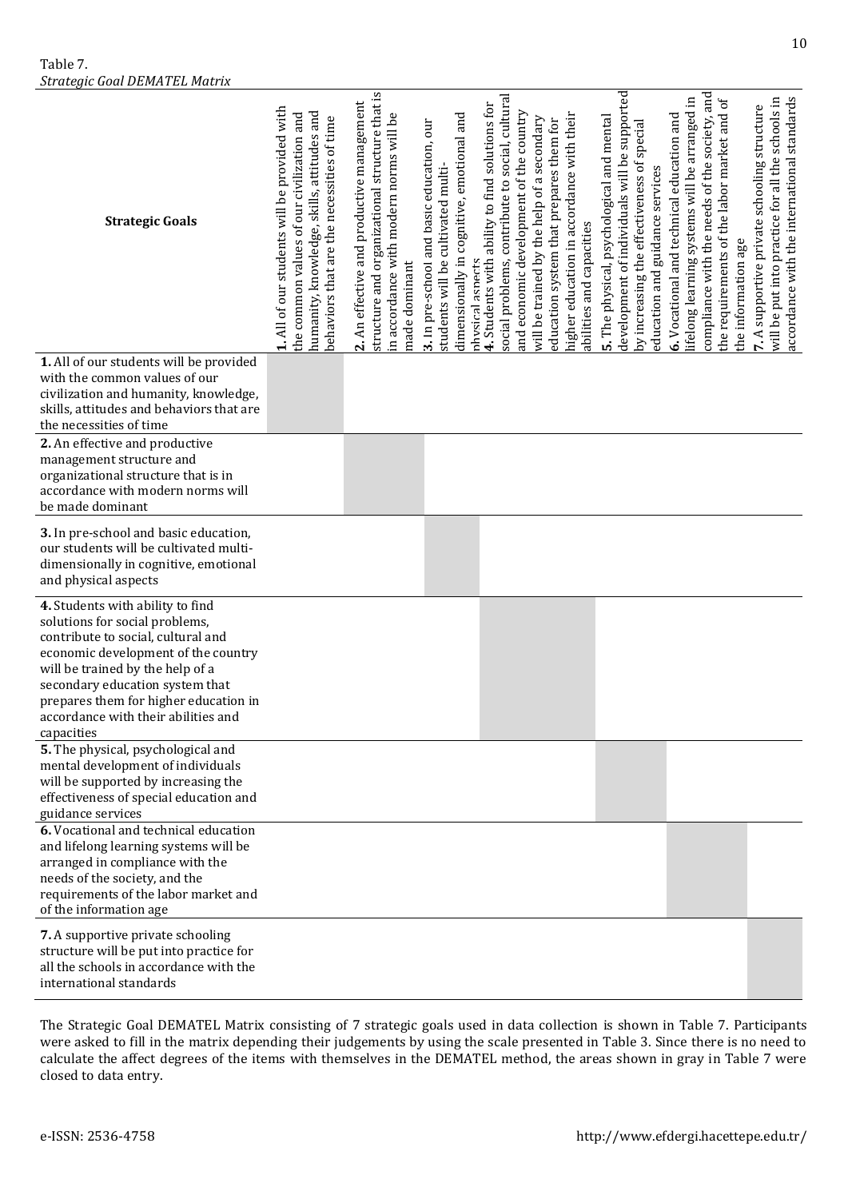Table 7.
*Strategic Goal DEMATEL Matrix*

| Strategic Goals | **1.** All of our students will be provided with the common values of our civilization and humanity, knowledge, skills, attitudes and behaviors that are the necessities of time | **2.** An effective and productive management structure and organizational structure that is in accordance with modern norms will be made dominant | **3.** In pre-school and basic education, our students will be cultivated multi-dimensionally in cognitive, emotional and physical aspects | **4.** Students with ability to find solutions for social problems, contribute to social, cultural and economic development of the country will be trained by the help of a secondary education system that prepares them for higher education in accordance with their abilities and capacities | **5.** The physical, psychological and mental development of individuals will be supported by increasing the effectiveness of special education and guidance services | **6.** Vocational and technical education and lifelong learning systems will be arranged in compliance with the needs of the society, and the requirements of the labor market and of the information age | **7.** A supportive private schooling structure will be put into practice for all the schools in accordance with the international standards |
|---|---|---|---|---|---|---|---|
| **1.** All of our students will be provided with the common values of our civilization and humanity, knowledge, skills, attitudes and behaviors that are the necessities of time | | | | | | | |
| **2.** An effective and productive management structure and organizational structure that is in accordance with modern norms will be made dominant | | | | | | | |
| **3.** In pre-school and basic education, our students will be cultivated multi-dimensionally in cognitive, emotional and physical aspects | | | | | | | |
| **4.** Students with ability to find solutions for social problems, contribute to social, cultural and economic development of the country will be trained by the help of a secondary education system that prepares them for higher education in accordance with their abilities and capacities | | | | | | | |
| **5.** The physical, psychological and mental development of individuals will be supported by increasing the effectiveness of special education and guidance services | | | | | | | |
| **6.** Vocational and technical education and lifelong learning systems will be arranged in compliance with the needs of the society, and the requirements of the labor market and of the information age | | | | | | | |
| **7.** A supportive private schooling structure will be put into practice for all the schools in accordance with the international standards | | | | | | | |

The Strategic Goal DEMATEL Matrix consisting of 7 strategic goals used in data collection is shown in Table 7. Participants were asked to fill in the matrix depending their judgements by using the scale presented in Table 3. Since there is no need to calculate the affect degrees of the items with themselves in the DEMATEL method, the areas shown in gray in Table 7 were closed to data entry.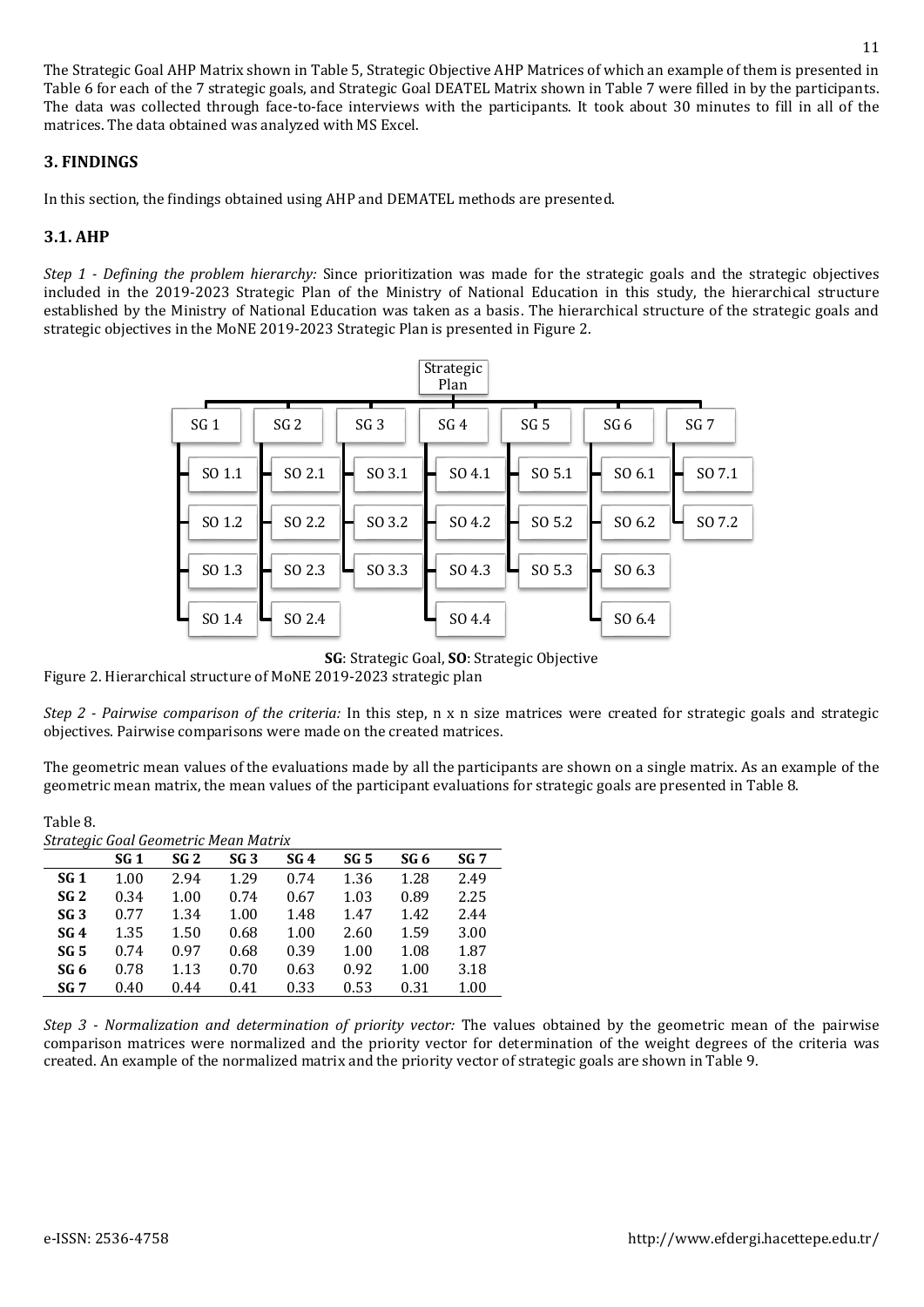The Strategic Goal AHP Matrix shown in Table 5, Strategic Objective AHP Matrices of which an example of them is presented in Table 6 for each of the 7 strategic goals, and Strategic Goal DEATEL Matrix shown in Table 7 were filled in by the participants. The data was collected through face-to-face interviews with the participants. It took about 30 minutes to fill in all of the matrices. The data obtained was analyzed with MS Excel.

## 3. FINDINGS

In this section, the findings obtained using AHP and DEMATEL methods are presented.

### 3.1. AHP

*Step 1 - Defining the problem hierarchy:* Since prioritization was made for the strategic goals and the strategic objectives included in the 2019-2023 Strategic Plan of the Ministry of National Education in this study, the hierarchical structure established by the Ministry of National Education was taken as a basis. The hierarchical structure of the strategic goals and strategic objectives in the MoNE 2019-2023 Strategic Plan is presented in Figure 2.

Strategic Plan

| SG 1 | SG 2 | SG 3 | SG 4 | SG 5 | SG 6 | SG 7 |
|---|---|---|---|---|---|---|
| SO 1.1 | SO 2.1 | SO 3.1 | SO 4.1 | SO 5.1 | SO 6.1 | SO 7.1 |
| SO 1.2 | SO 2.2 | SO 3.2 | SO 4.2 | SO 5.2 | SO 6.2 | SO 7.2 |
| SO 1.3 | SO 2.3 | SO 3.3 | SO 4.3 | SO 5.3 | SO 6.3 | |
| SO 1.4 | SO 2.4 | | SO 4.4 | | SO 6.4 | |

**SG**: Strategic Goal, **SO**: Strategic Objective

Figure 2. Hierarchical structure of MoNE 2019-2023 strategic plan

*Step 2 - Pairwise comparison of the criteria:* In this step, n x n size matrices were created for strategic goals and strategic objectives. Pairwise comparisons were made on the created matrices.

The geometric mean values of the evaluations made by all the participants are shown on a single matrix. As an example of the geometric mean matrix, the mean values of the participant evaluations for strategic goals are presented in Table 8.

Table 8.
*Strategic Goal Geometric Mean Matrix*

| | SG 1 | SG 2 | SG 3 | SG 4 | SG 5 | SG 6 | SG 7 |
|---|---|---|---|---|---|---|---|
| **SG 1** | 1.00 | 2.94 | 1.29 | 0.74 | 1.36 | 1.28 | 2.49 |
| **SG 2** | 0.34 | 1.00 | 0.74 | 0.67 | 1.03 | 0.89 | 2.25 |
| **SG 3** | 0.77 | 1.34 | 1.00 | 1.48 | 1.47 | 1.42 | 2.44 |
| **SG 4** | 1.35 | 1.50 | 0.68 | 1.00 | 2.60 | 1.59 | 3.00 |
| **SG 5** | 0.74 | 0.97 | 0.68 | 0.39 | 1.00 | 1.08 | 1.87 |
| **SG 6** | 0.78 | 1.13 | 0.70 | 0.63 | 0.92 | 1.00 | 3.18 |
| **SG 7** | 0.40 | 0.44 | 0.41 | 0.33 | 0.53 | 0.31 | 1.00 |

*Step 3 - Normalization and determination of priority vector:* The values obtained by the geometric mean of the pairwise comparison matrices were normalized and the priority vector for determination of the weight degrees of the criteria was created. An example of the normalized matrix and the priority vector of strategic goals are shown in Table 9.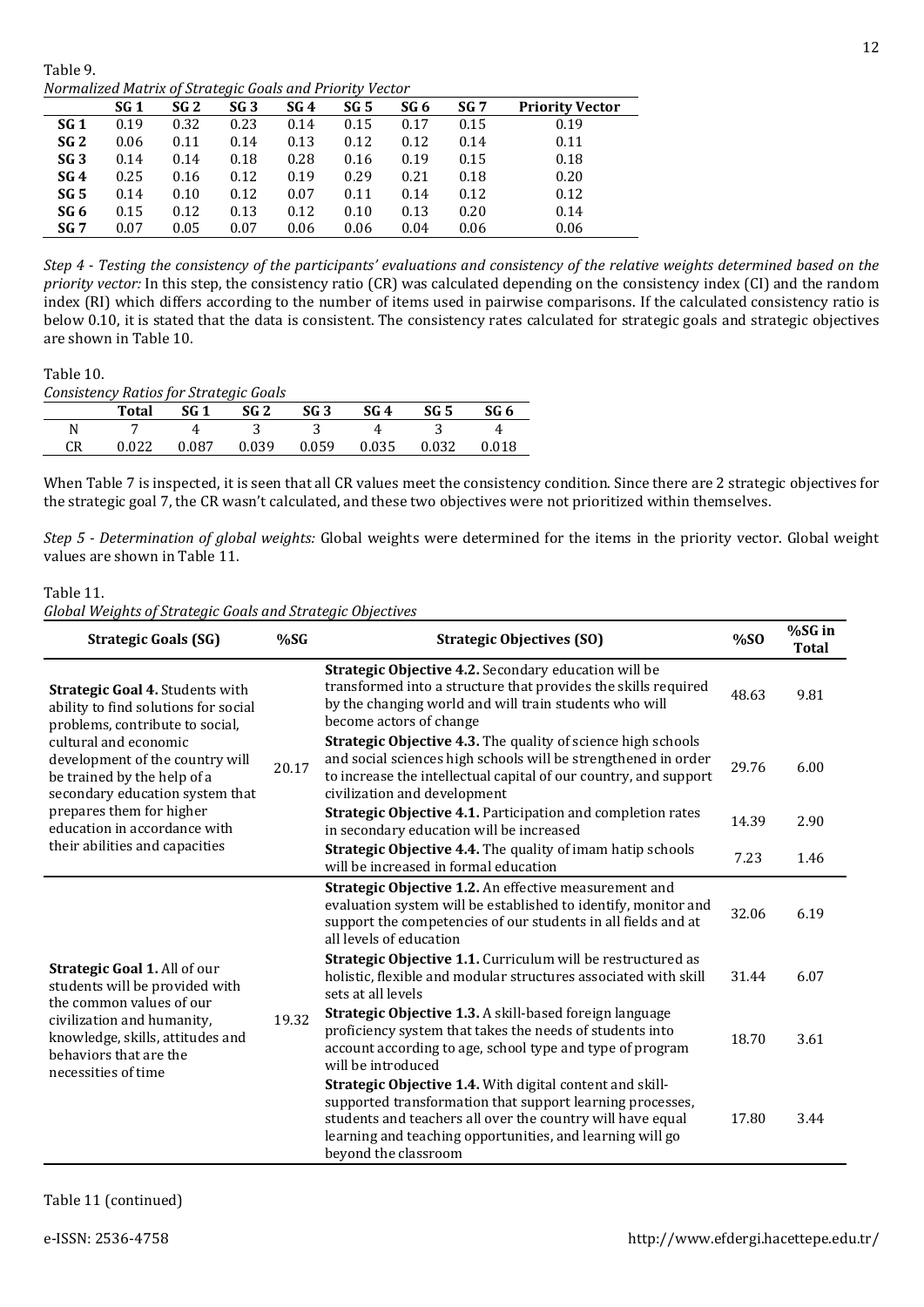Table 9.
*Normalized Matrix of Strategic Goals and Priority Vector*

| | SG 1 | SG 2 | SG 3 | SG 4 | SG 5 | SG 6 | SG 7 | Priority Vector |
|---|---|---|---|---|---|---|---|---|
| **SG 1** | 0.19 | 0.32 | 0.23 | 0.14 | 0.15 | 0.17 | 0.15 | 0.19 |
| **SG 2** | 0.06 | 0.11 | 0.14 | 0.13 | 0.12 | 0.12 | 0.14 | 0.11 |
| **SG 3** | 0.14 | 0.14 | 0.18 | 0.28 | 0.16 | 0.19 | 0.15 | 0.18 |
| **SG 4** | 0.25 | 0.16 | 0.12 | 0.19 | 0.29 | 0.21 | 0.18 | 0.20 |
| **SG 5** | 0.14 | 0.10 | 0.12 | 0.07 | 0.11 | 0.14 | 0.12 | 0.12 |
| **SG 6** | 0.15 | 0.12 | 0.13 | 0.12 | 0.10 | 0.13 | 0.20 | 0.14 |
| **SG 7** | 0.07 | 0.05 | 0.07 | 0.06 | 0.06 | 0.04 | 0.06 | 0.06 |

*Step 4 - Testing the consistency of the participants' evaluations and consistency of the relative weights determined based on the priority vector:* In this step, the consistency ratio (CR) was calculated depending on the consistency index (CI) and the random index (RI) which differs according to the number of items used in pairwise comparisons. If the calculated consistency ratio is below 0.10, it is stated that the data is consistent. The consistency rates calculated for strategic goals and strategic objectives are shown in Table 10.

Table 10.
*Consistency Ratios for Strategic Goals*

| | Total | SG 1 | SG 2 | SG 3 | SG 4 | SG 5 | SG 6 |
|---|---|---|---|---|---|---|---|
| N | 7 | 4 | 3 | 3 | 4 | 3 | 4 |
| CR | 0.022 | 0.087 | 0.039 | 0.059 | 0.035 | 0.032 | 0.018 |

When Table 7 is inspected, it is seen that all CR values meet the consistency condition. Since there are 2 strategic objectives for the strategic goal 7, the CR wasn't calculated, and these two objectives were not prioritized within themselves.

*Step 5 - Determination of global weights:* Global weights were determined for the items in the priority vector. Global weight values are shown in Table 11.

Table 11.
*Global Weights of Strategic Goals and Strategic Objectives*

| Strategic Goals (SG) | %SG | Strategic Objectives (SO) | %SO | %SG in Total |
|---|---|---|---|---|
| **Strategic Goal 4.** Students with ability to find solutions for social problems, contribute to social, cultural and economic development of the country will be trained by the help of a secondary education system that prepares them for higher education in accordance with their abilities and capacities | 20.17 | **Strategic Objective 4.2.** Secondary education will be transformed into a structure that provides the skills required by the changing world and will train students who will become actors of change | 48.63 | 9.81 |
| | | **Strategic Objective 4.3.** The quality of science high schools and social sciences high schools will be strengthened in order to increase the intellectual capital of our country, and support civilization and development | 29.76 | 6.00 |
| | | **Strategic Objective 4.1.** Participation and completion rates in secondary education will be increased | 14.39 | 2.90 |
| | | **Strategic Objective 4.4.** The quality of imam hatip schools will be increased in formal education | 7.23 | 1.46 |
| **Strategic Goal 1.** All of our students will be provided with the common values of our civilization and humanity, knowledge, skills, attitudes and behaviors that are the necessities of time | 19.32 | **Strategic Objective 1.2.** An effective measurement and evaluation system will be established to identify, monitor and support the competencies of our students in all fields and at all levels of education | 32.06 | 6.19 |
| | | **Strategic Objective 1.1.** Curriculum will be restructured as holistic, flexible and modular structures associated with skill sets at all levels | 31.44 | 6.07 |
| | | **Strategic Objective 1.3.** A skill-based foreign language proficiency system that takes the needs of students into account according to age, school type and type of program will be introduced | 18.70 | 3.61 |
| | | **Strategic Objective 1.4.** With digital content and skill-supported transformation that support learning processes, students and teachers all over the country will have equal learning and teaching opportunities, and learning will go beyond the classroom | 17.80 | 3.44 |

Table 11 (continued)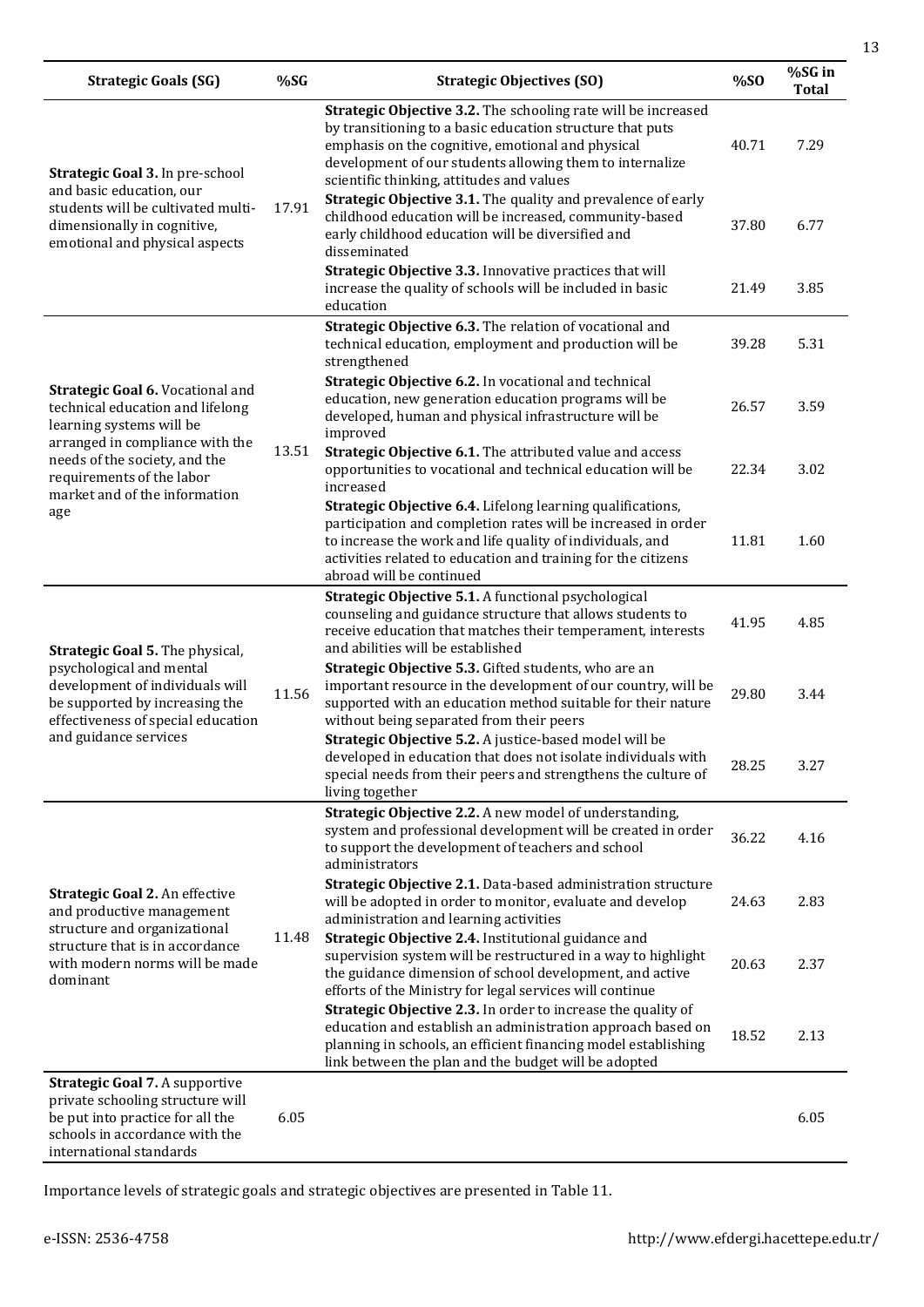| Strategic Goals (SG) | %SG | Strategic Objectives (SO) | %SO | %SG in Total |
|---|---|---|---|---|
| **Strategic Goal 3.** In pre-school and basic education, our students will be cultivated multi-dimensionally in cognitive, emotional and physical aspects | 17.91 | **Strategic Objective 3.2.** The schooling rate will be increased by transitioning to a basic education structure that puts emphasis on the cognitive, emotional and physical development of our students allowing them to internalize scientific thinking, attitudes and values | 40.71 | 7.29 |
| | | **Strategic Objective 3.1.** The quality and prevalence of early childhood education will be increased, community-based early childhood education will be diversified and disseminated | 37.80 | 6.77 |
| | | **Strategic Objective 3.3.** Innovative practices that will increase the quality of schools will be included in basic education | 21.49 | 3.85 |
| **Strategic Goal 6.** Vocational and technical education and lifelong learning systems will be arranged in compliance with the needs of the society, and the requirements of the labor market and of the information age | 13.51 | **Strategic Objective 6.3.** The relation of vocational and technical education, employment and production will be strengthened | 39.28 | 5.31 |
| | | **Strategic Objective 6.2.** In vocational and technical education, new generation education programs will be developed, human and physical infrastructure will be improved | 26.57 | 3.59 |
| | | **Strategic Objective 6.1.** The attributed value and access opportunities to vocational and technical education will be increased | 22.34 | 3.02 |
| | | **Strategic Objective 6.4.** Lifelong learning qualifications, participation and completion rates will be increased in order to increase the work and life quality of individuals, and activities related to education and training for the citizens abroad will be continued | 11.81 | 1.60 |
| **Strategic Goal 5.** The physical, psychological and mental development of individuals will be supported by increasing the effectiveness of special education and guidance services | 11.56 | **Strategic Objective 5.1.** A functional psychological counseling and guidance structure that allows students to receive education that matches their temperament, interests and abilities will be established | 41.95 | 4.85 |
| | | **Strategic Objective 5.3.** Gifted students, who are an important resource in the development of our country, will be supported with an education method suitable for their nature without being separated from their peers | 29.80 | 3.44 |
| | | **Strategic Objective 5.2.** A justice-based model will be developed in education that does not isolate individuals with special needs from their peers and strengthens the culture of living together | 28.25 | 3.27 |
| **Strategic Goal 2.** An effective and productive management structure and organizational structure that is in accordance with modern norms will be made dominant | 11.48 | **Strategic Objective 2.2.** A new model of understanding, system and professional development will be created in order to support the development of teachers and school administrators | 36.22 | 4.16 |
| | | **Strategic Objective 2.1.** Data-based administration structure will be adopted in order to monitor, evaluate and develop administration and learning activities | 24.63 | 2.83 |
| | | **Strategic Objective 2.4.** Institutional guidance and supervision system will be restructured in a way to highlight the guidance dimension of school development, and active efforts of the Ministry for legal services will continue | 20.63 | 2.37 |
| | | **Strategic Objective 2.3.** In order to increase the quality of education and establish an administration approach based on planning in schools, an efficient financing model establishing link between the plan and the budget will be adopted | 18.52 | 2.13 |
| **Strategic Goal 7.** A supportive private schooling structure will be put into practice for all the schools in accordance with the international standards | 6.05 | | | 6.05 |

Importance levels of strategic goals and strategic objectives are presented in Table 11.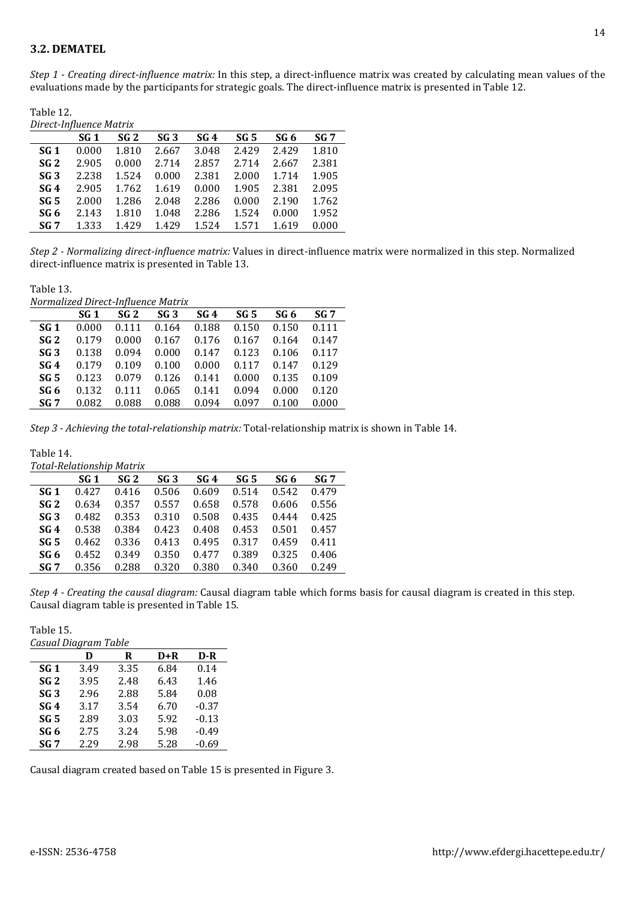### 3.2. DEMATEL

*Step 1 - Creating direct-influence matrix:* In this step, a direct-influence matrix was created by calculating mean values of the evaluations made by the participants for strategic goals. The direct-influence matrix is presented in Table 12.

Table 12.
*Direct-Influence Matrix*

| | SG 1 | SG 2 | SG 3 | SG 4 | SG 5 | SG 6 | SG 7 |
|---|---|---|---|---|---|---|---|
| **SG 1** | 0.000 | 1.810 | 2.667 | 3.048 | 2.429 | 2.429 | 1.810 |
| **SG 2** | 2.905 | 0.000 | 2.714 | 2.857 | 2.714 | 2.667 | 2.381 |
| **SG 3** | 2.238 | 1.524 | 0.000 | 2.381 | 2.000 | 1.714 | 1.905 |
| **SG 4** | 2.905 | 1.762 | 1.619 | 0.000 | 1.905 | 2.381 | 2.095 |
| **SG 5** | 2.000 | 1.286 | 2.048 | 2.286 | 0.000 | 2.190 | 1.762 |
| **SG 6** | 2.143 | 1.810 | 1.048 | 2.286 | 1.524 | 0.000 | 1.952 |
| **SG 7** | 1.333 | 1.429 | 1.429 | 1.524 | 1.571 | 1.619 | 0.000 |

*Step 2 - Normalizing direct-influence matrix:* Values in direct-influence matrix were normalized in this step. Normalized direct-influence matrix is presented in Table 13.

Table 13.
*Normalized Direct-Influence Matrix*

| | SG 1 | SG 2 | SG 3 | SG 4 | SG 5 | SG 6 | SG 7 |
|---|---|---|---|---|---|---|---|
| **SG 1** | 0.000 | 0.111 | 0.164 | 0.188 | 0.150 | 0.150 | 0.111 |
| **SG 2** | 0.179 | 0.000 | 0.167 | 0.176 | 0.167 | 0.164 | 0.147 |
| **SG 3** | 0.138 | 0.094 | 0.000 | 0.147 | 0.123 | 0.106 | 0.117 |
| **SG 4** | 0.179 | 0.109 | 0.100 | 0.000 | 0.117 | 0.147 | 0.129 |
| **SG 5** | 0.123 | 0.079 | 0.126 | 0.141 | 0.000 | 0.135 | 0.109 |
| **SG 6** | 0.132 | 0.111 | 0.065 | 0.141 | 0.094 | 0.000 | 0.120 |
| **SG 7** | 0.082 | 0.088 | 0.088 | 0.094 | 0.097 | 0.100 | 0.000 |

*Step 3 - Achieving the total-relationship matrix:* Total-relationship matrix is shown in Table 14.

Table 14.
*Total-Relationship Matrix*

| | SG 1 | SG 2 | SG 3 | SG 4 | SG 5 | SG 6 | SG 7 |
|---|---|---|---|---|---|---|---|
| **SG 1** | 0.427 | 0.416 | 0.506 | 0.609 | 0.514 | 0.542 | 0.479 |
| **SG 2** | 0.634 | 0.357 | 0.557 | 0.658 | 0.578 | 0.606 | 0.556 |
| **SG 3** | 0.482 | 0.353 | 0.310 | 0.508 | 0.435 | 0.444 | 0.425 |
| **SG 4** | 0.538 | 0.384 | 0.423 | 0.408 | 0.453 | 0.501 | 0.457 |
| **SG 5** | 0.462 | 0.336 | 0.413 | 0.495 | 0.317 | 0.459 | 0.411 |
| **SG 6** | 0.452 | 0.349 | 0.350 | 0.477 | 0.389 | 0.325 | 0.406 |
| **SG 7** | 0.356 | 0.288 | 0.320 | 0.380 | 0.340 | 0.360 | 0.249 |

*Step 4 - Creating the causal diagram:* Causal diagram table which forms basis for causal diagram is created in this step. Causal diagram table is presented in Table 15.

Table 15.
*Casual Diagram Table*

| | D | R | D+R | D-R |
|---|---|---|---|---|
| **SG 1** | 3.49 | 3.35 | 6.84 | 0.14 |
| **SG 2** | 3.95 | 2.48 | 6.43 | 1.46 |
| **SG 3** | 2.96 | 2.88 | 5.84 | 0.08 |
| **SG 4** | 3.17 | 3.54 | 6.70 | -0.37 |
| **SG 5** | 2.89 | 3.03 | 5.92 | -0.13 |
| **SG 6** | 2.75 | 3.24 | 5.98 | -0.49 |
| **SG 7** | 2.29 | 2.98 | 5.28 | -0.69 |

Causal diagram created based on Table 15 is presented in Figure 3.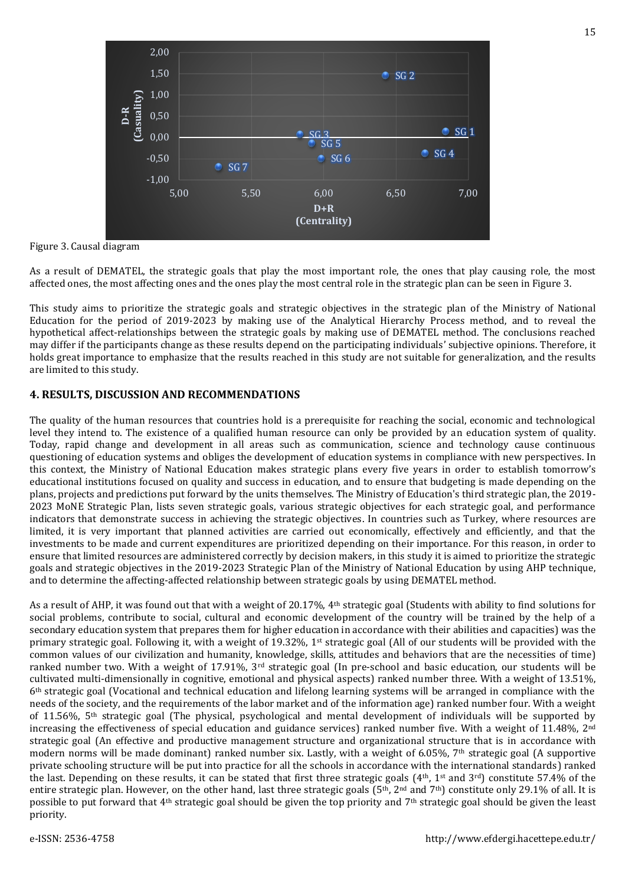Figure 3. Causal diagram

As a result of DEMATEL, the strategic goals that play the most important role, the ones that play causing role, the most affected ones, the most affecting ones and the ones play the most central role in the strategic plan can be seen in Figure 3.

This study aims to prioritize the strategic goals and strategic objectives in the strategic plan of the Ministry of National Education for the period of 2019-2023 by making use of the Analytical Hierarchy Process method, and to reveal the hypothetical affect-relationships between the strategic goals by making use of DEMATEL method. The conclusions reached may differ if the participants change as these results depend on the participating individuals' subjective opinions. Therefore, it holds great importance to emphasize that the results reached in this study are not suitable for generalization, and the results are limited to this study.

## 4. RESULTS, DISCUSSION AND RECOMMENDATIONS

The quality of the human resources that countries hold is a prerequisite for reaching the social, economic and technological level they intend to. The existence of a qualified human resource can only be provided by an education system of quality. Today, rapid change and development in all areas such as communication, science and technology cause continuous questioning of education systems and obliges the development of education systems in compliance with new perspectives. In this context, the Ministry of National Education makes strategic plans every five years in order to establish tomorrow's educational institutions focused on quality and success in education, and to ensure that budgeting is made depending on the plans, projects and predictions put forward by the units themselves. The Ministry of Education's third strategic plan, the 2019-2023 MoNE Strategic Plan, lists seven strategic goals, various strategic objectives for each strategic goal, and performance indicators that demonstrate success in achieving the strategic objectives. In countries such as Turkey, where resources are limited, it is very important that planned activities are carried out economically, effectively and efficiently, and that the investments to be made and current expenditures are prioritized depending on their importance. For this reason, in order to ensure that limited resources are administered correctly by decision makers, in this study it is aimed to prioritize the strategic goals and strategic objectives in the 2019-2023 Strategic Plan of the Ministry of National Education by using AHP technique, and to determine the affecting-affected relationship between strategic goals by using DEMATEL method.

As a result of AHP, it was found out that with a weight of 20.17%, 4th strategic goal (Students with ability to find solutions for social problems, contribute to social, cultural and economic development of the country will be trained by the help of a secondary education system that prepares them for higher education in accordance with their abilities and capacities) was the primary strategic goal. Following it, with a weight of 19.32%, 1st strategic goal (All of our students will be provided with the common values of our civilization and humanity, knowledge, skills, attitudes and behaviors that are the necessities of time) ranked number two. With a weight of 17.91%, 3rd strategic goal (In pre-school and basic education, our students will be cultivated multi-dimensionally in cognitive, emotional and physical aspects) ranked number three. With a weight of 13.51%, 6th strategic goal (Vocational and technical education and lifelong learning systems will be arranged in compliance with the needs of the society, and the requirements of the labor market and of the information age) ranked number four. With a weight of 11.56%, 5th strategic goal (The physical, psychological and mental development of individuals will be supported by increasing the effectiveness of special education and guidance services) ranked number five. With a weight of 11.48%, 2nd strategic goal (An effective and productive management structure and organizational structure that is in accordance with modern norms will be made dominant) ranked number six. Lastly, with a weight of 6.05%, 7th strategic goal (A supportive private schooling structure will be put into practice for all the schools in accordance with the international standards) ranked the last. Depending on these results, it can be stated that first three strategic goals (4th, 1st and 3rd) constitute 57.4% of the entire strategic plan. However, on the other hand, last three strategic goals (5th, 2nd and 7th) constitute only 29.1% of all. It is possible to put forward that 4th strategic goal should be given the top priority and 7th strategic goal should be given the least priority.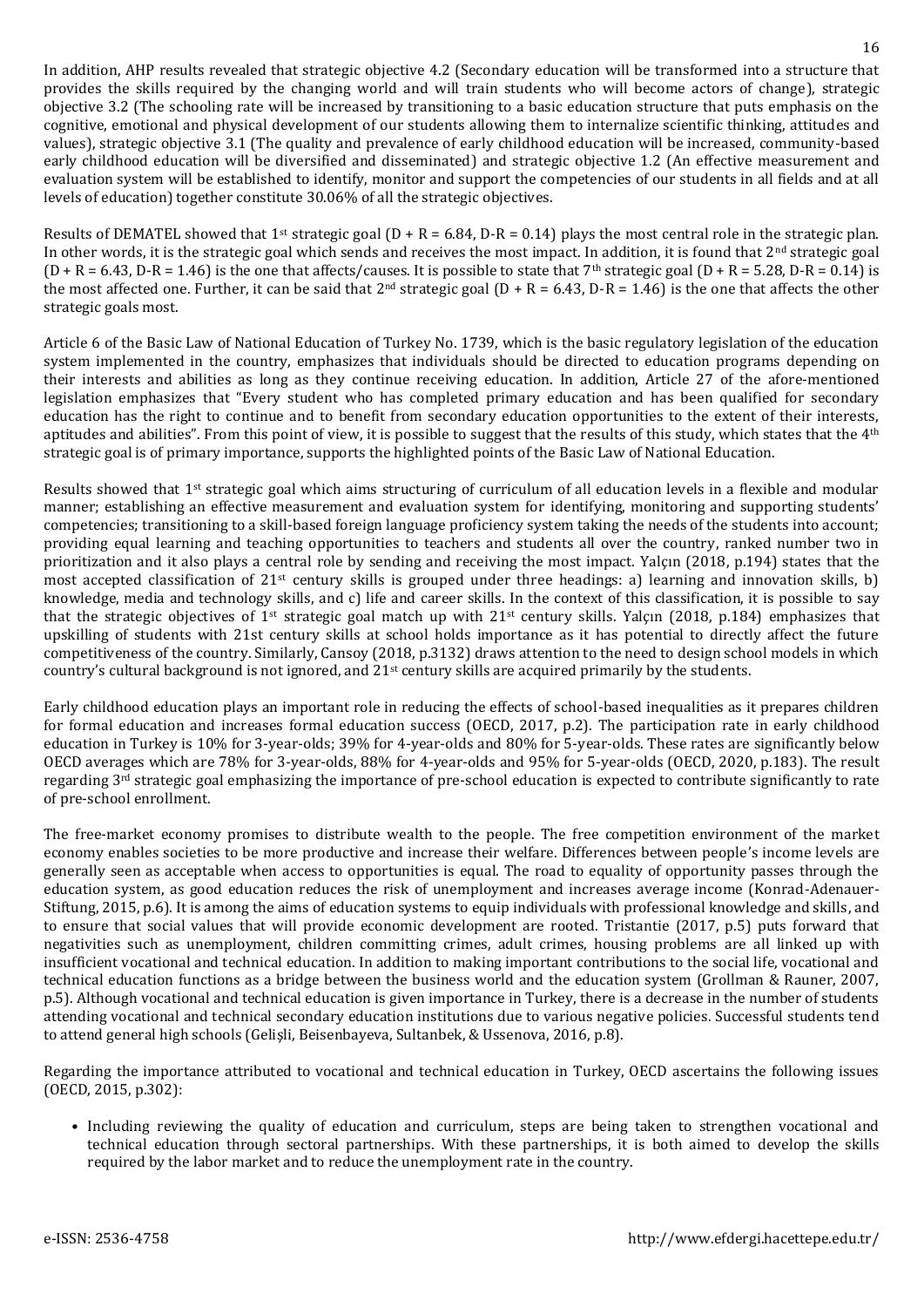In addition, AHP results revealed that strategic objective 4.2 (Secondary education will be transformed into a structure that provides the skills required by the changing world and will train students who will become actors of change), strategic objective 3.2 (The schooling rate will be increased by transitioning to a basic education structure that puts emphasis on the cognitive, emotional and physical development of our students allowing them to internalize scientific thinking, attitudes and values), strategic objective 3.1 (The quality and prevalence of early childhood education will be increased, community-based early childhood education will be diversified and disseminated) and strategic objective 1.2 (An effective measurement and evaluation system will be established to identify, monitor and support the competencies of our students in all fields and at all levels of education) together constitute 30.06% of all the strategic objectives.

Results of DEMATEL showed that 1st strategic goal ($D + R = 6.84$, $D-R = 0.14$) plays the most central role in the strategic plan. In other words, it is the strategic goal which sends and receives the most impact. In addition, it is found that 2nd strategic goal ($D + R = 6.43$, $D-R = 1.46$) is the one that affects/causes. It is possible to state that 7th strategic goal ($D + R = 5.28$, $D-R = 0.14$) is the most affected one. Further, it can be said that 2nd strategic goal ($D + R = 6.43$, $D-R = 1.46$) is the one that affects the other strategic goals most.

Article 6 of the Basic Law of National Education of Turkey No. 1739, which is the basic regulatory legislation of the education system implemented in the country, emphasizes that individuals should be directed to education programs depending on their interests and abilities as long as they continue receiving education. In addition, Article 27 of the afore-mentioned legislation emphasizes that "Every student who has completed primary education and has been qualified for secondary education has the right to continue and to benefit from secondary education opportunities to the extent of their interests, aptitudes and abilities". From this point of view, it is possible to suggest that the results of this study, which states that the 4th strategic goal is of primary importance, supports the highlighted points of the Basic Law of National Education.

Results showed that 1st strategic goal which aims structuring of curriculum of all education levels in a flexible and modular manner; establishing an effective measurement and evaluation system for identifying, monitoring and supporting students' competencies; transitioning to a skill-based foreign language proficiency system taking the needs of the students into account; providing equal learning and teaching opportunities to teachers and students all over the country, ranked number two in prioritization and it also plays a central role by sending and receiving the most impact. Yalçın (2018, p.194) states that the most accepted classification of 21st century skills is grouped under three headings: a) learning and innovation skills, b) knowledge, media and technology skills, and c) life and career skills. In the context of this classification, it is possible to say that the strategic objectives of 1st strategic goal match up with 21st century skills. Yalçın (2018, p.184) emphasizes that upskilling of students with 21st century skills at school holds importance as it has potential to directly affect the future competitiveness of the country. Similarly, Cansoy (2018, p.3132) draws attention to the need to design school models in which country's cultural background is not ignored, and 21st century skills are acquired primarily by the students.

Early childhood education plays an important role in reducing the effects of school-based inequalities as it prepares children for formal education and increases formal education success (OECD, 2017, p.2). The participation rate in early childhood education in Turkey is 10% for 3-year-olds; 39% for 4-year-olds and 80% for 5-year-olds. These rates are significantly below OECD averages which are 78% for 3-year-olds, 88% for 4-year-olds and 95% for 5-year-olds (OECD, 2020, p.183). The result regarding 3rd strategic goal emphasizing the importance of pre-school education is expected to contribute significantly to rate of pre-school enrollment.

The free-market economy promises to distribute wealth to the people. The free competition environment of the market economy enables societies to be more productive and increase their welfare. Differences between people's income levels are generally seen as acceptable when access to opportunities is equal. The road to equality of opportunity passes through the education system, as good education reduces the risk of unemployment and increases average income (Konrad-Adenauer-Stiftung, 2015, p.6). It is among the aims of education systems to equip individuals with professional knowledge and skills, and to ensure that social values that will provide economic development are rooted. Tristantie (2017, p.5) puts forward that negativities such as unemployment, children committing crimes, adult crimes, housing problems are all linked up with insufficient vocational and technical education. In addition to making important contributions to the social life, vocational and technical education functions as a bridge between the business world and the education system (Grollman & Rauner, 2007, p.5). Although vocational and technical education is given importance in Turkey, there is a decrease in the number of students attending vocational and technical secondary education institutions due to various negative policies. Successful students tend to attend general high schools (Gelişli, Beisenbayeva, Sultanbek, & Ussenova, 2016, p.8).

Regarding the importance attributed to vocational and technical education in Turkey, OECD ascertains the following issues (OECD, 2015, p.302):

- Including reviewing the quality of education and curriculum, steps are being taken to strengthen vocational and technical education through sectoral partnerships. With these partnerships, it is both aimed to develop the skills required by the labor market and to reduce the unemployment rate in the country.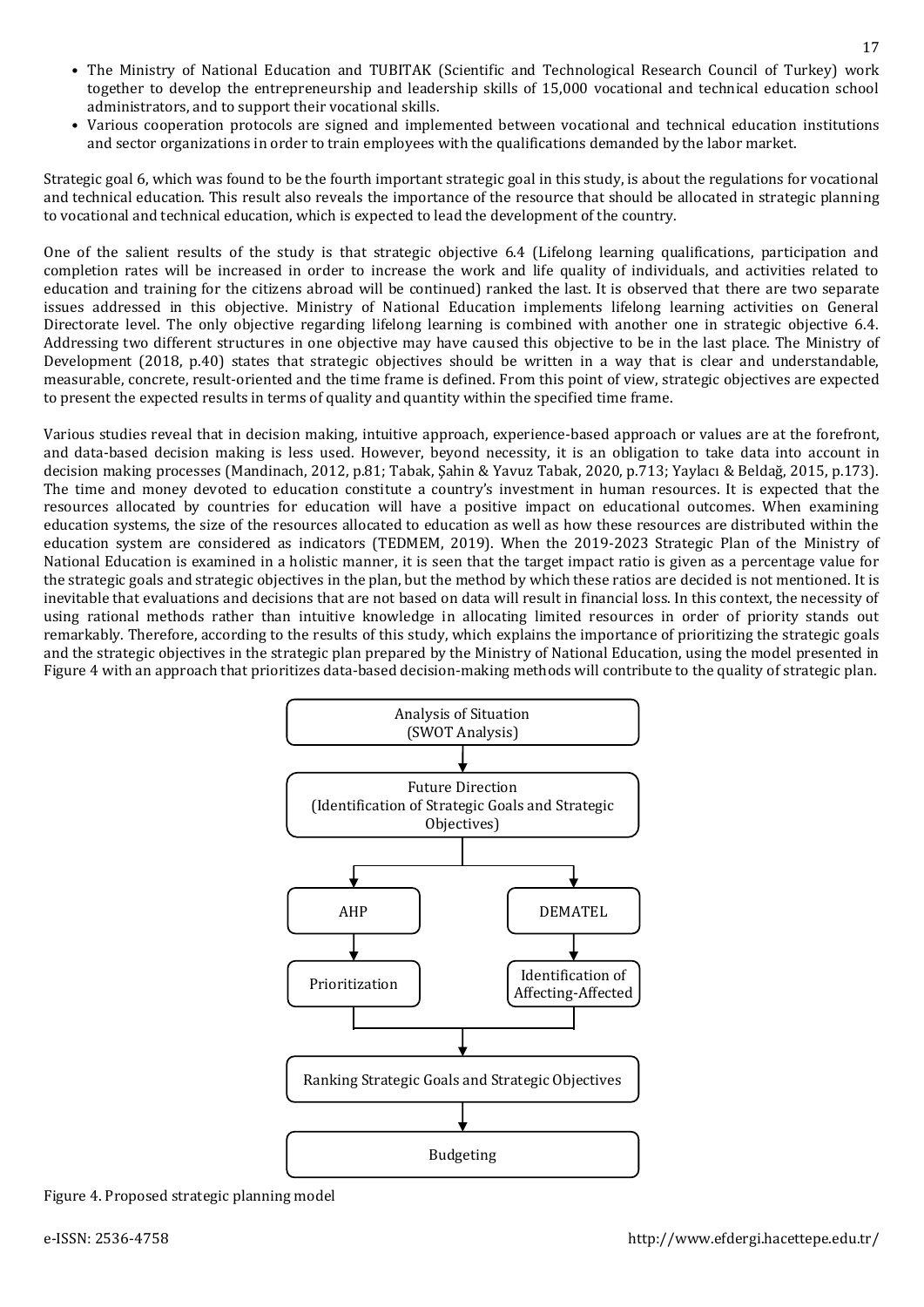- The Ministry of National Education and TUBITAK (Scientific and Technological Research Council of Turkey) work together to develop the entrepreneurship and leadership skills of 15,000 vocational and technical education school administrators, and to support their vocational skills.
- Various cooperation protocols are signed and implemented between vocational and technical education institutions and sector organizations in order to train employees with the qualifications demanded by the labor market.

Strategic goal 6, which was found to be the fourth important strategic goal in this study, is about the regulations for vocational and technical education. This result also reveals the importance of the resource that should be allocated in strategic planning to vocational and technical education, which is expected to lead the development of the country.

One of the salient results of the study is that strategic objective 6.4 (Lifelong learning qualifications, participation and completion rates will be increased in order to increase the work and life quality of individuals, and activities related to education and training for the citizens abroad will be continued) ranked the last. It is observed that there are two separate issues addressed in this objective. Ministry of National Education implements lifelong learning activities on General Directorate level. The only objective regarding lifelong learning is combined with another one in strategic objective 6.4. Addressing two different structures in one objective may have caused this objective to be in the last place. The Ministry of Development (2018, p.40) states that strategic objectives should be written in a way that is clear and understandable, measurable, concrete, result-oriented and the time frame is defined. From this point of view, strategic objectives are expected to present the expected results in terms of quality and quantity within the specified time frame.

Various studies reveal that in decision making, intuitive approach, experience-based approach or values are at the forefront, and data-based decision making is less used. However, beyond necessity, it is an obligation to take data into account in decision making processes (Mandinach, 2012, p.81; Tabak, Şahin & Yavuz Tabak, 2020, p.713; Yaylacı & Beldağ, 2015, p.173). The time and money devoted to education constitute a country's investment in human resources. It is expected that the resources allocated by countries for education will have a positive impact on educational outcomes. When examining education systems, the size of the resources allocated to education as well as how these resources are distributed within the education system are considered as indicators (TEDMEM, 2019). When the 2019-2023 Strategic Plan of the Ministry of National Education is examined in a holistic manner, it is seen that the target impact ratio is given as a percentage value for the strategic goals and strategic objectives in the plan, but the method by which these ratios are decided is not mentioned. It is inevitable that evaluations and decisions that are not based on data will result in financial loss. In this context, the necessity of using rational methods rather than intuitive knowledge in allocating limited resources in order of priority stands out remarkably. Therefore, according to the results of this study, which explains the importance of prioritizing the strategic goals and the strategic objectives in the strategic plan prepared by the Ministry of National Education, using the model presented in Figure 4 with an approach that prioritizes data-based decision-making methods will contribute to the quality of strategic plan.

Analysis of Situation (SWOT Analysis) → Future Direction (Identification of Strategic Goals and Strategic Objectives) → AHP → Prioritization / DEMATEL → Identification of Affecting-Affected → Ranking Strategic Goals and Strategic Objectives → Budgeting

Figure 4. Proposed strategic planning model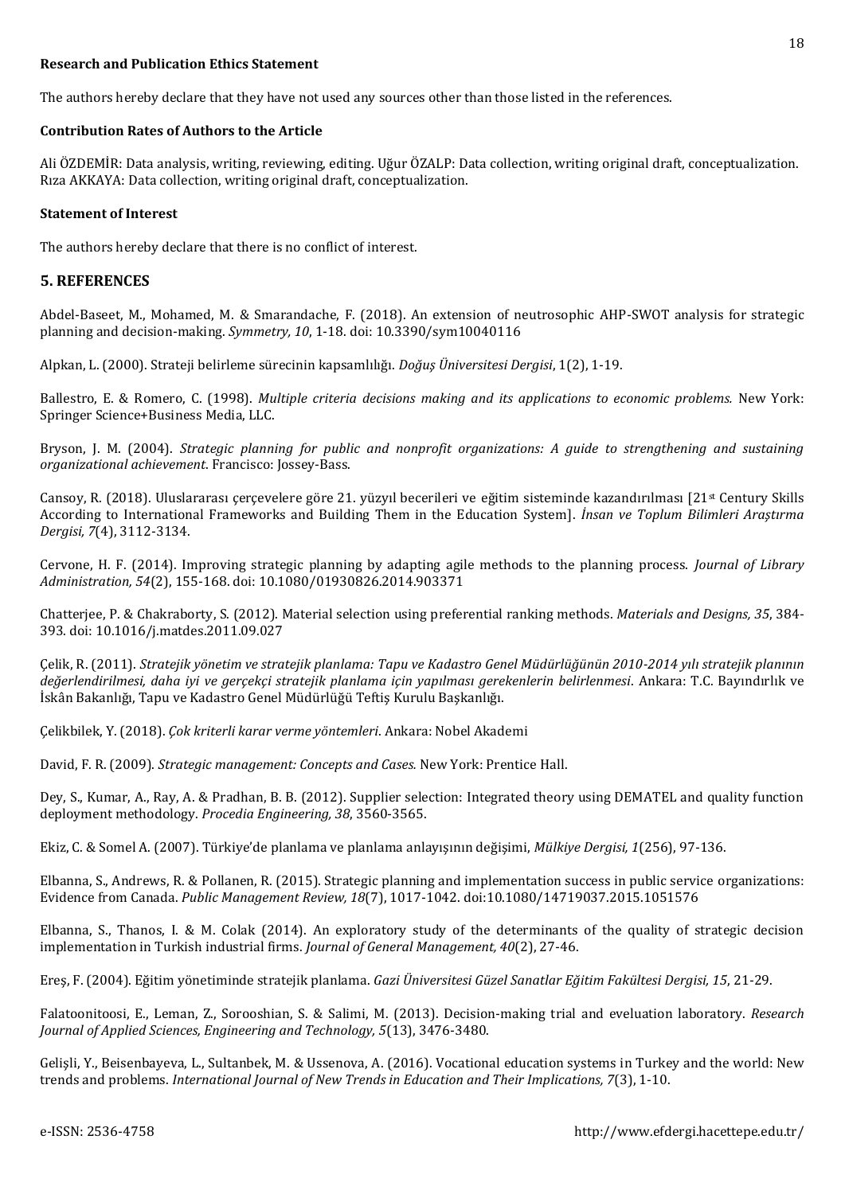**Research and Publication Ethics Statement**

The authors hereby declare that they have not used any sources other than those listed in the references.

**Contribution Rates of Authors to the Article**

Ali ÖZDEMİR: Data analysis, writing, reviewing, editing. Uğur ÖZALP: Data collection, writing original draft, conceptualization. Rıza AKKAYA: Data collection, writing original draft, conceptualization.

**Statement of Interest**

The authors hereby declare that there is no conflict of interest.

## 5. REFERENCES

Abdel-Baseet, M., Mohamed, M. & Smarandache, F. (2018). An extension of neutrosophic AHP-SWOT analysis for strategic planning and decision-making. *Symmetry, 10*, 1-18. doi: 10.3390/sym10040116

Alpkan, L. (2000). Strateji belirleme sürecinin kapsamlılığı. *Doğuş Üniversitesi Dergisi*, 1(2), 1-19.

Ballestro, E. & Romero, C. (1998). *Multiple criteria decisions making and its applications to economic problems.* New York: Springer Science+Business Media, LLC.

Bryson, J. M. (2004). *Strategic planning for public and nonprofit organizations: A guide to strengthening and sustaining organizational achievement*. Francisco: Jossey-Bass.

Cansoy, R. (2018). Uluslararası çerçevelere göre 21. yüzyıl becerileri ve eğitim sisteminde kazandırılması [21st Century Skills According to International Frameworks and Building Them in the Education System]. *İnsan ve Toplum Bilimleri Araştırma Dergisi, 7*(4), 3112-3134.

Cervone, H. F. (2014). Improving strategic planning by adapting agile methods to the planning process. *Journal of Library Administration, 54*(2), 155-168. doi: 10.1080/01930826.2014.903371

Chatterjee, P. & Chakraborty, S. (2012). Material selection using preferential ranking methods. *Materials and Designs, 35*, 384-393. doi: 10.1016/j.matdes.2011.09.027

Çelik, R. (2011). *Stratejik yönetim ve stratejik planlama: Tapu ve Kadastro Genel Müdürlüğünün 2010-2014 yılı stratejik planının değerlendirilmesi, daha iyi ve gerçekçi stratejik planlama için yapılması gerekenlerin belirlenmesi*. Ankara: T.C. Bayındırlık ve İskân Bakanlığı, Tapu ve Kadastro Genel Müdürlüğü Teftiş Kurulu Başkanlığı.

Çelikbilek, Y. (2018). *Çok kriterli karar verme yöntemleri*. Ankara: Nobel Akademi

David, F. R. (2009). *Strategic management: Concepts and Cases.* New York: Prentice Hall.

Dey, S., Kumar, A., Ray, A. & Pradhan, B. B. (2012). Supplier selection: Integrated theory using DEMATEL and quality function deployment methodology. *Procedia Engineering, 38*, 3560-3565.

Ekiz, C. & Somel A. (2007). Türkiye'de planlama ve planlama anlayışının değişimi, *Mülkiye Dergisi, 1*(256), 97-136.

Elbanna, S., Andrews, R. & Pollanen, R. (2015). Strategic planning and implementation success in public service organizations: Evidence from Canada. *Public Management Review, 18*(7), 1017-1042. doi:10.1080/14719037.2015.1051576

Elbanna, S., Thanos, I. & M. Colak (2014). An exploratory study of the determinants of the quality of strategic decision implementation in Turkish industrial firms. *Journal of General Management, 40*(2), 27-46.

Ereş, F. (2004). Eğitim yönetiminde stratejik planlama. *Gazi Üniversitesi Güzel Sanatlar Eğitim Fakültesi Dergisi, 15*, 21-29.

Falatoonitoosi, E., Leman, Z., Sorooshian, S. & Salimi, M. (2013). Decision-making trial and eveluation laboratory. *Research Journal of Applied Sciences, Engineering and Technology, 5*(13), 3476-3480.

Gelişli, Y., Beisenbayeva, L., Sultanbek, M. & Ussenova, A. (2016). Vocational education systems in Turkey and the world: New trends and problems. *International Journal of New Trends in Education and Their Implications, 7*(3), 1-10.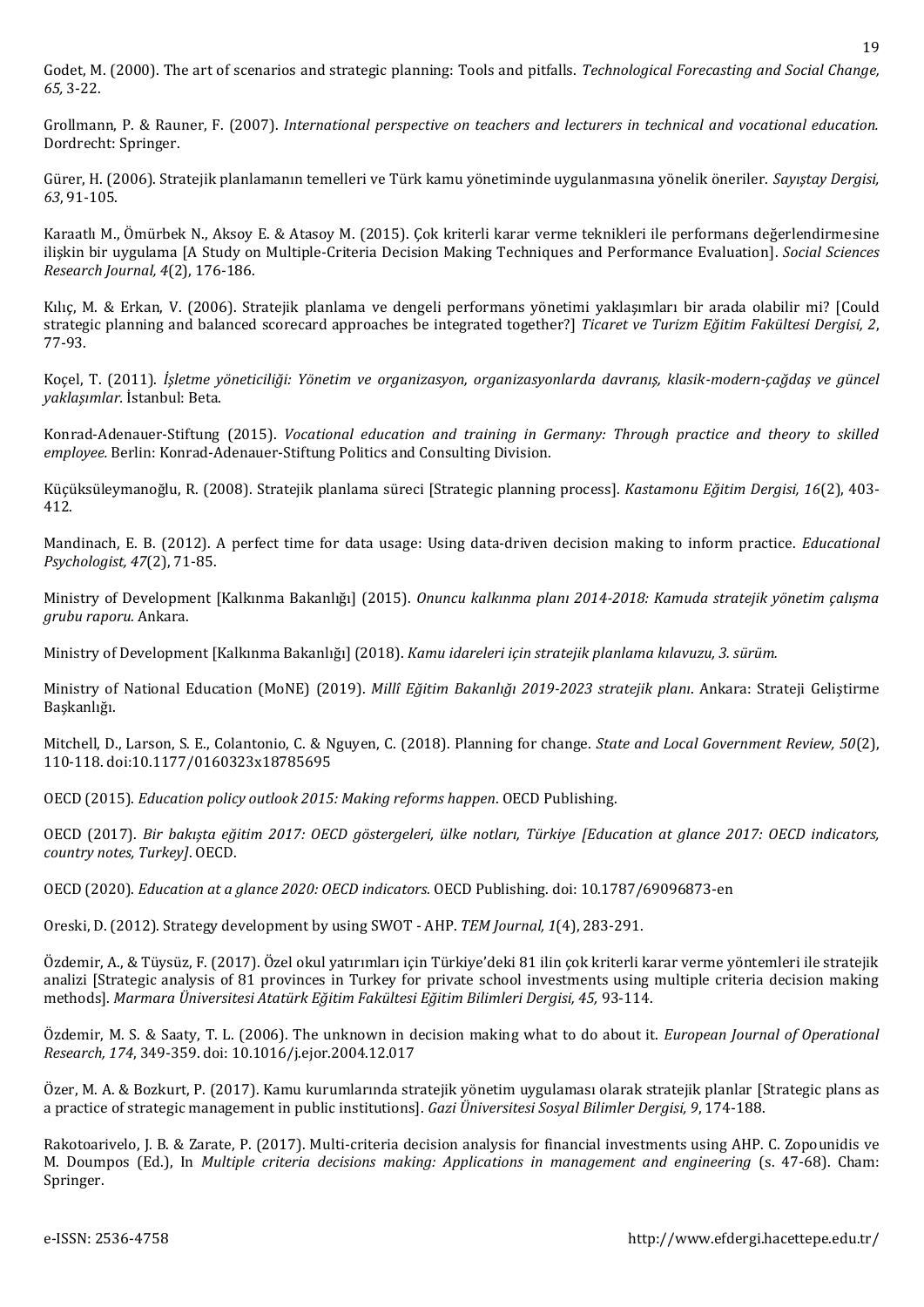Godet, M. (2000). The art of scenarios and strategic planning: Tools and pitfalls. *Technological Forecasting and Social Change, 65,* 3-22.

Grollmann, P. & Rauner, F. (2007). *International perspective on teachers and lecturers in technical and vocational education.* Dordrecht: Springer.

Gürer, H. (2006). Stratejik planlamanın temelleri ve Türk kamu yönetiminde uygulanmasına yönelik öneriler. *Sayıştay Dergisi, 63*, 91-105.

Karaatlı M., Ömürbek N., Aksoy E. & Atasoy M. (2015). Çok kriterli karar verme teknikleri ile performans değerlendirmesine ilişkin bir uygulama [A Study on Multiple-Criteria Decision Making Techniques and Performance Evaluation]. *Social Sciences Research Journal, 4*(2), 176-186.

Kılıç, M. & Erkan, V. (2006). Stratejik planlama ve dengeli performans yönetimi yaklaşımları bir arada olabilir mi? [Could strategic planning and balanced scorecard approaches be integrated together?] *Ticaret ve Turizm Eğitim Fakültesi Dergisi, 2*, 77-93.

Koçel, T. (2011). *İşletme yöneticiliği: Yönetim ve organizasyon, organizasyonlarda davranış, klasik-modern-çağdaş ve güncel yaklaşımlar.* İstanbul: Beta.

Konrad-Adenauer-Stiftung (2015). *Vocational education and training in Germany: Through practice and theory to skilled employee.* Berlin: Konrad-Adenauer-Stiftung Politics and Consulting Division.

Küçüksüleymanoğlu, R. (2008). Stratejik planlama süreci [Strategic planning process]. *Kastamonu Eğitim Dergisi, 16*(2), 403-412.

Mandinach, E. B. (2012). A perfect time for data usage: Using data-driven decision making to inform practice. *Educational Psychologist, 47*(2), 71-85.

Ministry of Development [Kalkınma Bakanlığı] (2015). *Onuncu kalkınma planı 2014-2018: Kamuda stratejik yönetim çalışma grubu raporu.* Ankara.

Ministry of Development [Kalkınma Bakanlığı] (2018). *Kamu idareleri için stratejik planlama kılavuzu, 3. sürüm.*

Ministry of National Education (MoNE) (2019). *Millî Eğitim Bakanlığı 2019-2023 stratejik planı*. Ankara: Strateji Geliştirme Başkanlığı.

Mitchell, D., Larson, S. E., Colantonio, C. & Nguyen, C. (2018). Planning for change. *State and Local Government Review, 50*(2), 110-118. doi:10.1177/0160323x18785695

OECD (2015). *Education policy outlook 2015: Making reforms happen*. OECD Publishing.

OECD (2017). *Bir bakışta eğitim 2017: OECD göstergeleri, ülke notları, Türkiye [Education at glance 2017: OECD indicators, country notes, Turkey]*. OECD.

OECD (2020). *Education at a glance 2020: OECD indicators.* OECD Publishing. doi: 10.1787/69096873-en

Oreski, D. (2012). Strategy development by using SWOT - AHP. *TEM Journal, 1*(4), 283-291.

Özdemir, A., & Tüysüz, F. (2017). Özel okul yatırımları için Türkiye'deki 81 ilin çok kriterli karar verme yöntemleri ile stratejik analizi [Strategic analysis of 81 provinces in Turkey for private school investments using multiple criteria decision making methods]. *Marmara Üniversitesi Atatürk Eğitim Fakültesi Eğitim Bilimleri Dergisi, 45,* 93-114.

Özdemir, M. S. & Saaty, T. L. (2006). The unknown in decision making what to do about it. *European Journal of Operational Research, 174*, 349-359. doi: 10.1016/j.ejor.2004.12.017

Özer, M. A. & Bozkurt, P. (2017). Kamu kurumlarında stratejik yönetim uygulaması olarak stratejik planlar [Strategic plans as a practice of strategic management in public institutions]. *Gazi Üniversitesi Sosyal Bilimler Dergisi, 9*, 174-188.

Rakotoarivelo, J. B. & Zarate, P. (2017). Multi-criteria decision analysis for financial investments using AHP. C. Zopounidis ve M. Doumpos (Ed.), In *Multiple criteria decisions making: Applications in management and engineering* (s. 47-68). Cham: Springer.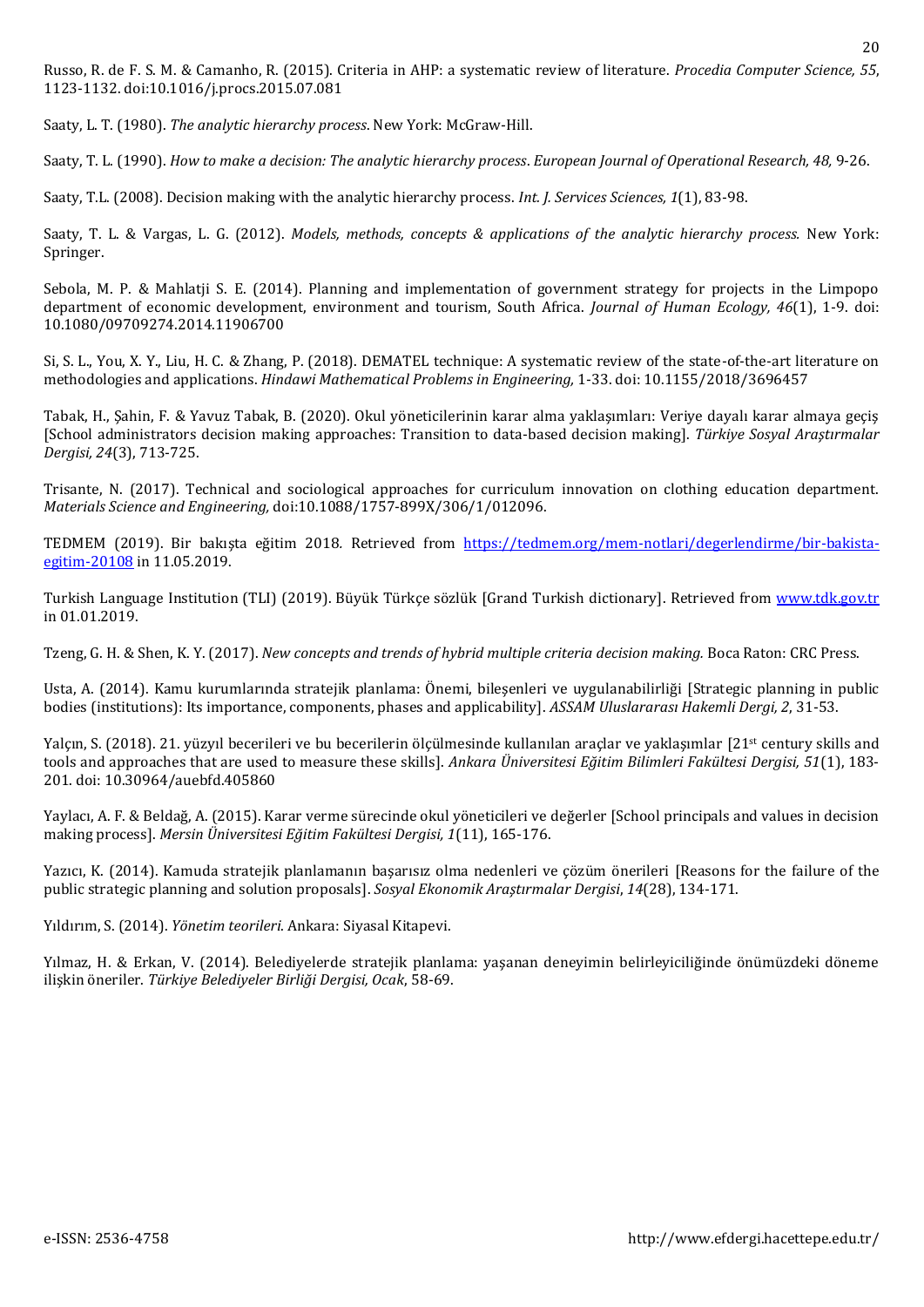Russo, R. de F. S. M. & Camanho, R. (2015). Criteria in AHP: a systematic review of literature. *Procedia Computer Science, 55*, 1123-1132. doi:10.1016/j.procs.2015.07.081

Saaty, L. T. (1980). *The analytic hierarchy process*. New York: McGraw-Hill.

Saaty, T. L. (1990). *How to make a decision: The analytic hierarchy process*. *European Journal of Operational Research, 48,* 9-26.

Saaty, T.L. (2008). Decision making with the analytic hierarchy process. *Int. J. Services Sciences, 1*(1), 83-98.

Saaty, T. L. & Vargas, L. G. (2012). *Models, methods, concepts & applications of the analytic hierarchy process.* New York: Springer.

Sebola, M. P. & Mahlatji S. E. (2014). Planning and implementation of government strategy for projects in the Limpopo department of economic development, environment and tourism, South Africa. *Journal of Human Ecology, 46*(1), 1-9. doi: 10.1080/09709274.2014.11906700

Si, S. L., You, X. Y., Liu, H. C. & Zhang, P. (2018). DEMATEL technique: A systematic review of the state-of-the-art literature on methodologies and applications. *Hindawi Mathematical Problems in Engineering,* 1-33. doi: 10.1155/2018/3696457

Tabak, H., Şahin, F. & Yavuz Tabak, B. (2020). Okul yöneticilerinin karar alma yaklaşımları: Veriye dayalı karar almaya geçiş [School administrators decision making approaches: Transition to data-based decision making]. *Türkiye Sosyal Araştırmalar Dergisi, 24*(3), 713-725.

Trisante, N. (2017). Technical and sociological approaches for curriculum innovation on clothing education department. *Materials Science and Engineering,* doi:10.1088/1757-899X/306/1/012096.

TEDMEM (2019). Bir bakışta eğitim 2018. Retrieved from https://tedmem.org/mem-notlari/degerlendirme/bir-bakista-egitim-20108 in 11.05.2019.

Turkish Language Institution (TLI) (2019). Büyük Türkçe sözlük [Grand Turkish dictionary]. Retrieved from www.tdk.gov.tr in 01.01.2019.

Tzeng, G. H. & Shen, K. Y. (2017). *New concepts and trends of hybrid multiple criteria decision making.* Boca Raton: CRC Press.

Usta, A. (2014). Kamu kurumlarında stratejik planlama: Önemi, bileşenleri ve uygulanabilirliği [Strategic planning in public bodies (institutions): Its importance, components, phases and applicability]. *ASSAM Uluslararası Hakemli Dergi, 2*, 31-53.

Yalçın, S. (2018). 21. yüzyıl becerileri ve bu becerilerin ölçülmesinde kullanılan araçlar ve yaklaşımlar [21st century skills and tools and approaches that are used to measure these skills]. *Ankara Üniversitesi Eğitim Bilimleri Fakültesi Dergisi, 51*(1), 183-201. doi: 10.30964/auebfd.405860

Yaylacı, A. F. & Beldağ, A. (2015). Karar verme sürecinde okul yöneticileri ve değerler [School principals and values in decision making process]. *Mersin Üniversitesi Eğitim Fakültesi Dergisi, 1*(11), 165-176.

Yazıcı, K. (2014). Kamuda stratejik planlamanın başarısız olma nedenleri ve çözüm önerileri [Reasons for the failure of the public strategic planning and solution proposals]. *Sosyal Ekonomik Araştırmalar Dergisi*, *14*(28), 134-171.

Yıldırım, S. (2014). *Yönetim teorileri*. Ankara: Siyasal Kitapevi.

Yılmaz, H. & Erkan, V. (2014). Belediyelerde stratejik planlama: yaşanan deneyimin belirleyiciliğinde önümüzdeki döneme ilişkin öneriler. *Türkiye Belediyeler Birliği Dergisi, Ocak*, 58-69.